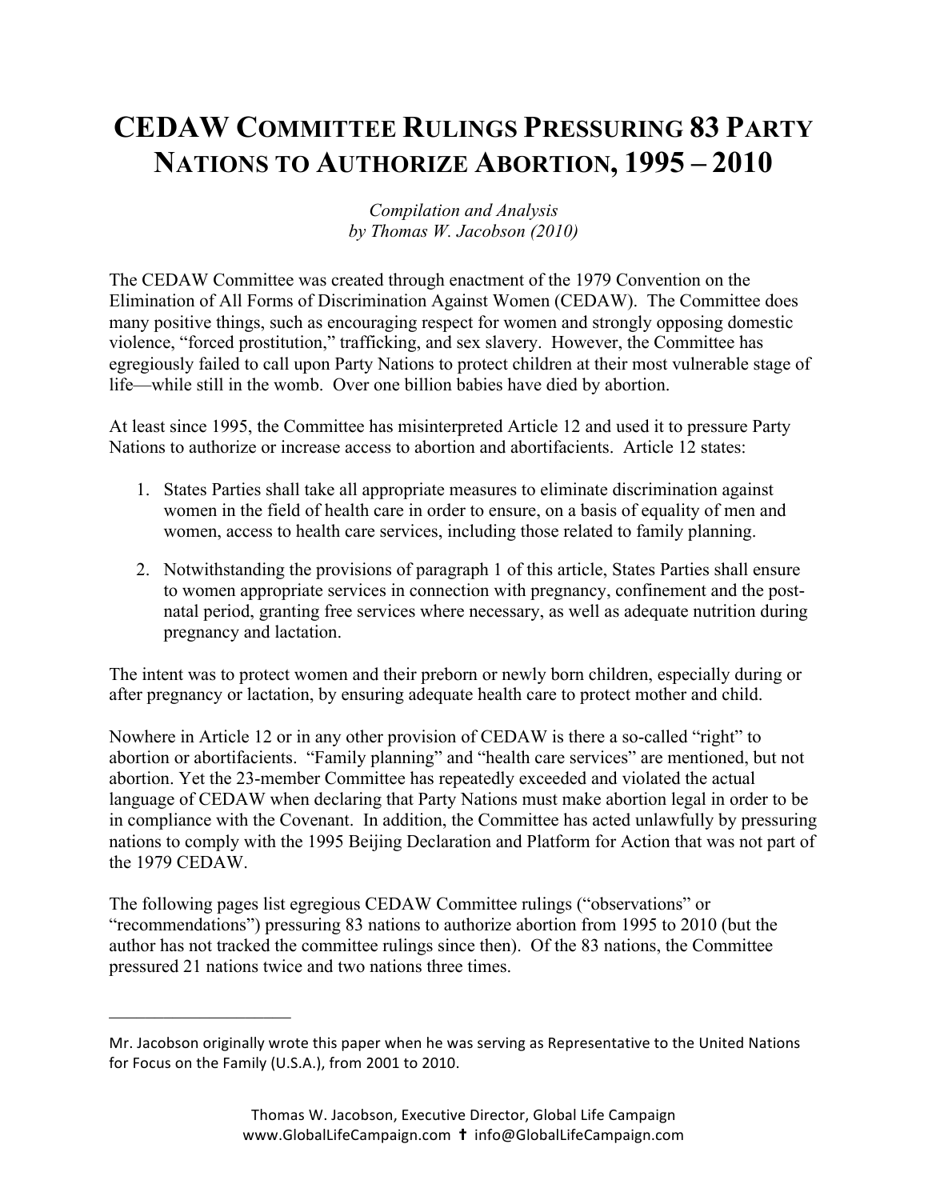# CEDAW COMMITTEE RULINGS PRESSURING 83 PARTY NATIONS TO AUTHORIZE ABORTION, 1995 – 2010

*Compilation and Analysis*
*by Thomas W. Jacobson (2010)*

The CEDAW Committee was created through enactment of the 1979 Convention on the Elimination of All Forms of Discrimination Against Women (CEDAW). The Committee does many positive things, such as encouraging respect for women and strongly opposing domestic violence, "forced prostitution," trafficking, and sex slavery. However, the Committee has egregiously failed to call upon Party Nations to protect children at their most vulnerable stage of life—while still in the womb. Over one billion babies have died by abortion.

At least since 1995, the Committee has misinterpreted Article 12 and used it to pressure Party Nations to authorize or increase access to abortion and abortifacients. Article 12 states:

1. States Parties shall take all appropriate measures to eliminate discrimination against women in the field of health care in order to ensure, on a basis of equality of men and women, access to health care services, including those related to family planning.
2. Notwithstanding the provisions of paragraph 1 of this article, States Parties shall ensure to women appropriate services in connection with pregnancy, confinement and the post-natal period, granting free services where necessary, as well as adequate nutrition during pregnancy and lactation.

The intent was to protect women and their preborn or newly born children, especially during or after pregnancy or lactation, by ensuring adequate health care to protect mother and child.

Nowhere in Article 12 or in any other provision of CEDAW is there a so-called "right" to abortion or abortifacients. "Family planning" and "health care services" are mentioned, but not abortion. Yet the 23-member Committee has repeatedly exceeded and violated the actual language of CEDAW when declaring that Party Nations must make abortion legal in order to be in compliance with the Covenant. In addition, the Committee has acted unlawfully by pressuring nations to comply with the 1995 Beijing Declaration and Platform for Action that was not part of the 1979 CEDAW.

The following pages list egregious CEDAW Committee rulings ("observations" or "recommendations") pressuring 83 nations to authorize abortion from 1995 to 2010 (but the author has not tracked the committee rulings since then). Of the 83 nations, the Committee pressured 21 nations twice and two nations three times.

---

Mr. Jacobson originally wrote this paper when he was serving as Representative to the United Nations for Focus on the Family (U.S.A.), from 2001 to 2010.

Thomas W. Jacobson, Executive Director, Global Life Campaign
www.GlobalLifeCampaign.com ✝ info@GlobalLifeCampaign.com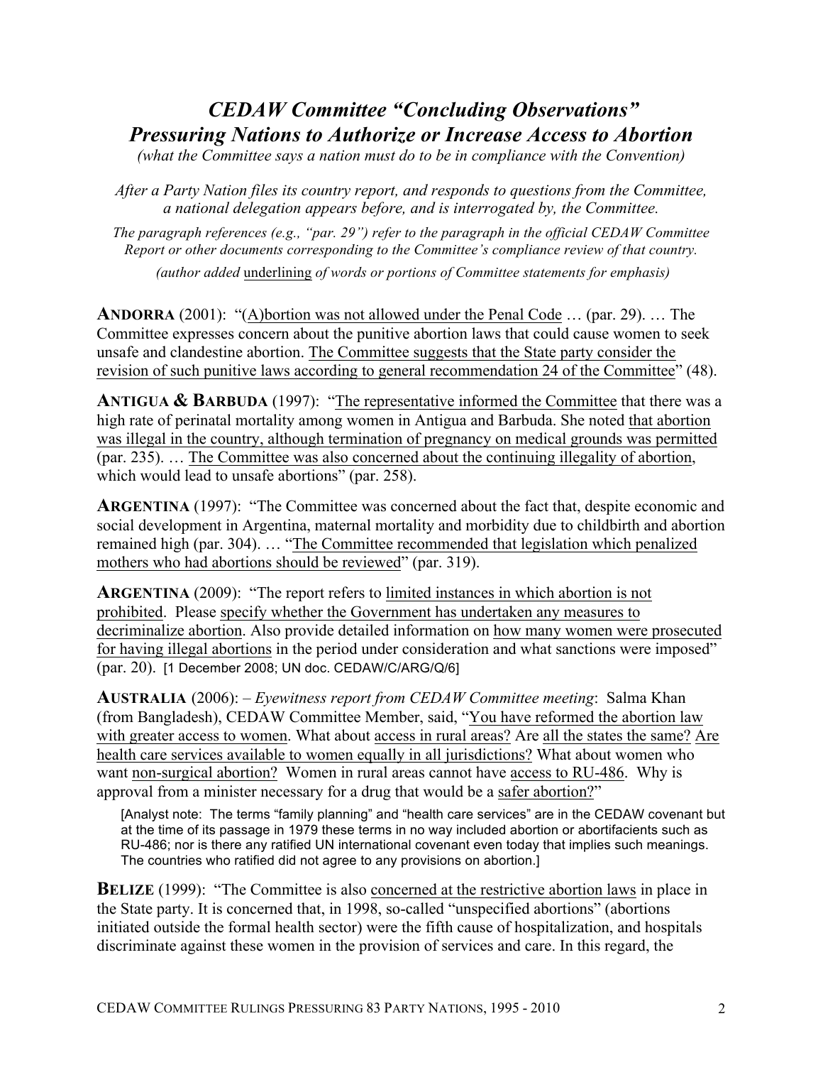# *CEDAW Committee "Concluding Observations" Pressuring Nations to Authorize or Increase Access to Abortion*

*(what the Committee says a nation must do to be in compliance with the Convention)*

*After a Party Nation files its country report, and responds to questions from the Committee, a national delegation appears before, and is interrogated by, the Committee.*

*The paragraph references (e.g., "par. 29") refer to the paragraph in the official CEDAW Committee Report or other documents corresponding to the Committee's compliance review of that country.*

*(author added* <u>underlining</u> *of words or portions of Committee statements for emphasis)*

**ANDORRA** (2001): "<u>(A)bortion was not allowed under the Penal Code</u> … (par. 29). … The Committee expresses concern about the punitive abortion laws that could cause women to seek unsafe and clandestine abortion. <u>The Committee suggests that the State party consider the revision of such punitive laws according to general recommendation 24 of the Committee</u>" (48).

**ANTIGUA & BARBUDA** (1997): "<u>The representative informed the Committee</u> that there was a high rate of perinatal mortality among women in Antigua and Barbuda. She noted <u>that abortion was illegal in the country, although termination of pregnancy on medical grounds was permitted</u> (par. 235). … <u>The Committee was also concerned about the continuing illegality of abortion</u>, which would lead to unsafe abortions" (par. 258).

**ARGENTINA** (1997): "The Committee was concerned about the fact that, despite economic and social development in Argentina, maternal mortality and morbidity due to childbirth and abortion remained high (par. 304). … "<u>The Committee recommended that legislation which penalized mothers who had abortions should be reviewed</u>" (par. 319).

**ARGENTINA** (2009): "The report refers to <u>limited instances in which abortion is not prohibited</u>. Please <u>specify whether the Government has undertaken any measures to decriminalize abortion</u>. Also provide detailed information on <u>how many women were prosecuted for having illegal abortions</u> in the period under consideration and what sanctions were imposed" (par. 20). [1 December 2008; UN doc. CEDAW/C/ARG/Q/6]

**AUSTRALIA** (2006): – *Eyewitness report from CEDAW Committee meeting*: Salma Khan (from Bangladesh), CEDAW Committee Member, said, "<u>You have reformed the abortion law with greater access to women</u>. What about <u>access in rural areas?</u> Are <u>all the states the same?</u> <u>Are health care services available to women equally in all jurisdictions?</u> What about women who want <u>non-surgical abortion?</u> Women in rural areas cannot have <u>access to RU-486</u>. Why is approval from a minister necessary for a drug that would be a <u>safer abortion?</u>"

> [Analyst note: The terms "family planning" and "health care services" are in the CEDAW covenant but at the time of its passage in 1979 these terms in no way included abortion or abortifacients such as RU-486; nor is there any ratified UN international covenant even today that implies such meanings. The countries who ratified did not agree to any provisions on abortion.]

**BELIZE** (1999): "The Committee is also <u>concerned at the restrictive abortion laws</u> in place in the State party. It is concerned that, in 1998, so-called "unspecified abortions" (abortions initiated outside the formal health sector) were the fifth cause of hospitalization, and hospitals discriminate against these women in the provision of services and care. In this regard, the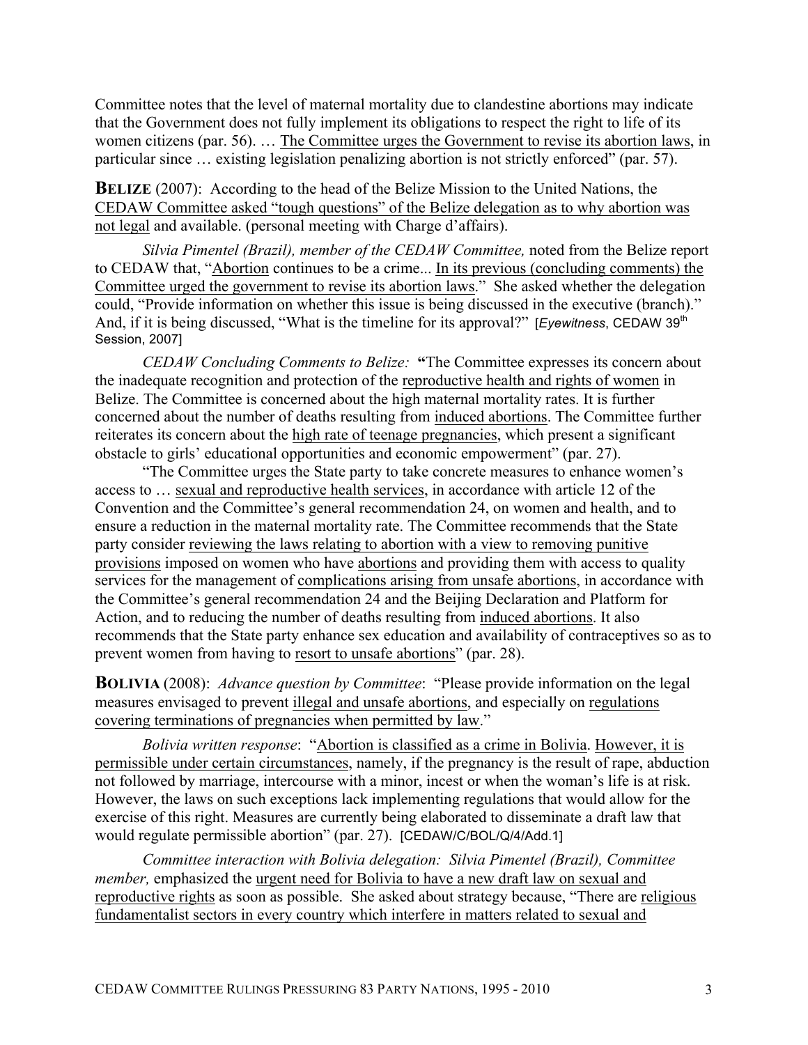Committee notes that the level of maternal mortality due to clandestine abortions may indicate that the Government does not fully implement its obligations to respect the right to life of its women citizens (par. 56). … The Committee urges the Government to revise its abortion laws, in particular since … existing legislation penalizing abortion is not strictly enforced" (par. 57).

**BELIZE** (2007): According to the head of the Belize Mission to the United Nations, the CEDAW Committee asked "tough questions" of the Belize delegation as to why abortion was not legal and available. (personal meeting with Charge d'affairs).

*Silvia Pimentel (Brazil), member of the CEDAW Committee,* noted from the Belize report to CEDAW that, "Abortion continues to be a crime... In its previous (concluding comments) the Committee urged the government to revise its abortion laws." She asked whether the delegation could, "Provide information on whether this issue is being discussed in the executive (branch)." And, if it is being discussed, "What is the timeline for its approval?" [*Eyewitness*, CEDAW 39th Session, 2007]

*CEDAW Concluding Comments to Belize:* **"**The Committee expresses its concern about the inadequate recognition and protection of the reproductive health and rights of women in Belize. The Committee is concerned about the high maternal mortality rates. It is further concerned about the number of deaths resulting from induced abortions. The Committee further reiterates its concern about the high rate of teenage pregnancies, which present a significant obstacle to girls' educational opportunities and economic empowerment" (par. 27).

"The Committee urges the State party to take concrete measures to enhance women's access to … sexual and reproductive health services, in accordance with article 12 of the Convention and the Committee's general recommendation 24, on women and health, and to ensure a reduction in the maternal mortality rate. The Committee recommends that the State party consider reviewing the laws relating to abortion with a view to removing punitive provisions imposed on women who have abortions and providing them with access to quality services for the management of complications arising from unsafe abortions, in accordance with the Committee's general recommendation 24 and the Beijing Declaration and Platform for Action, and to reducing the number of deaths resulting from induced abortions. It also recommends that the State party enhance sex education and availability of contraceptives so as to prevent women from having to resort to unsafe abortions" (par. 28).

**BOLIVIA** (2008): *Advance question by Committee*: "Please provide information on the legal measures envisaged to prevent illegal and unsafe abortions, and especially on regulations covering terminations of pregnancies when permitted by law."

*Bolivia written response*: "Abortion is classified as a crime in Bolivia. However, it is permissible under certain circumstances, namely, if the pregnancy is the result of rape, abduction not followed by marriage, intercourse with a minor, incest or when the woman's life is at risk. However, the laws on such exceptions lack implementing regulations that would allow for the exercise of this right. Measures are currently being elaborated to disseminate a draft law that would regulate permissible abortion" (par. 27). [CEDAW/C/BOL/Q/4/Add.1]

*Committee interaction with Bolivia delegation: Silvia Pimentel (Brazil), Committee member,* emphasized the urgent need for Bolivia to have a new draft law on sexual and reproductive rights as soon as possible. She asked about strategy because, "There are religious fundamentalist sectors in every country which interfere in matters related to sexual and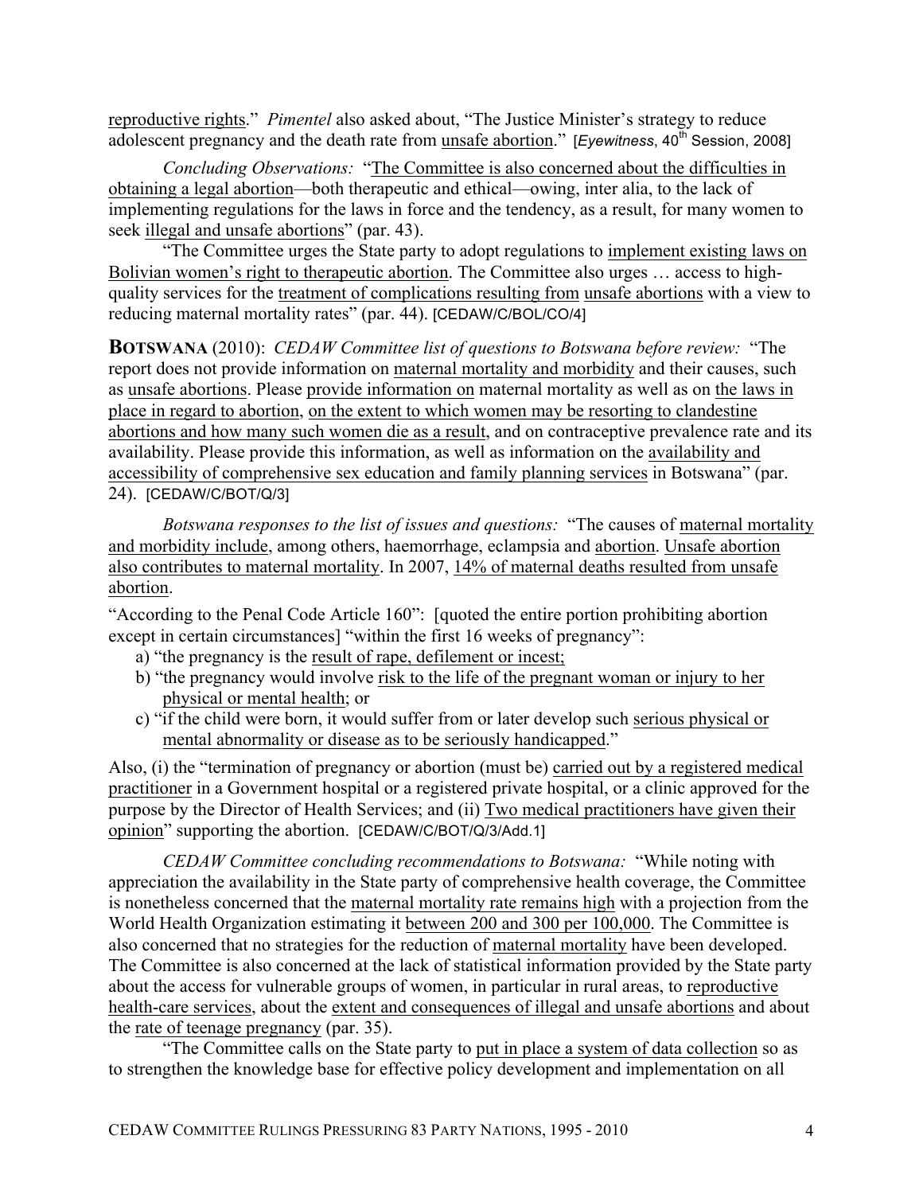reproductive rights." *Pimentel* also asked about, "The Justice Minister's strategy to reduce adolescent pregnancy and the death rate from unsafe abortion." [*Eyewitness*, 40th Session, 2008]

*Concluding Observations:* "The Committee is also concerned about the difficulties in obtaining a legal abortion—both therapeutic and ethical—owing, inter alia, to the lack of implementing regulations for the laws in force and the tendency, as a result, for many women to seek illegal and unsafe abortions" (par. 43).

"The Committee urges the State party to adopt regulations to implement existing laws on Bolivian women's right to therapeutic abortion. The Committee also urges … access to high-quality services for the treatment of complications resulting from unsafe abortions with a view to reducing maternal mortality rates" (par. 44). [CEDAW/C/BOL/CO/4]

**BOTSWANA** (2010): *CEDAW Committee list of questions to Botswana before review:* "The report does not provide information on maternal mortality and morbidity and their causes, such as unsafe abortions. Please provide information on maternal mortality as well as on the laws in place in regard to abortion, on the extent to which women may be resorting to clandestine abortions and how many such women die as a result, and on contraceptive prevalence rate and its availability. Please provide this information, as well as information on the availability and accessibility of comprehensive sex education and family planning services in Botswana" (par. 24). [CEDAW/C/BOT/Q/3]

*Botswana responses to the list of issues and questions:* "The causes of maternal mortality and morbidity include, among others, haemorrhage, eclampsia and abortion. Unsafe abortion also contributes to maternal mortality. In 2007, 14% of maternal deaths resulted from unsafe abortion.

"According to the Penal Code Article 160": [quoted the entire portion prohibiting abortion except in certain circumstances] "within the first 16 weeks of pregnancy":

a) "the pregnancy is the result of rape, defilement or incest;
b) "the pregnancy would involve risk to the life of the pregnant woman or injury to her physical or mental health; or
c) "if the child were born, it would suffer from or later develop such serious physical or mental abnormality or disease as to be seriously handicapped."

Also, (i) the "termination of pregnancy or abortion (must be) carried out by a registered medical practitioner in a Government hospital or a registered private hospital, or a clinic approved for the purpose by the Director of Health Services; and (ii) Two medical practitioners have given their opinion" supporting the abortion. [CEDAW/C/BOT/Q/3/Add.1]

*CEDAW Committee concluding recommendations to Botswana:* "While noting with appreciation the availability in the State party of comprehensive health coverage, the Committee is nonetheless concerned that the maternal mortality rate remains high with a projection from the World Health Organization estimating it between 200 and 300 per 100,000. The Committee is also concerned that no strategies for the reduction of maternal mortality have been developed. The Committee is also concerned at the lack of statistical information provided by the State party about the access for vulnerable groups of women, in particular in rural areas, to reproductive health-care services, about the extent and consequences of illegal and unsafe abortions and about the rate of teenage pregnancy (par. 35).

"The Committee calls on the State party to put in place a system of data collection so as to strengthen the knowledge base for effective policy development and implementation on all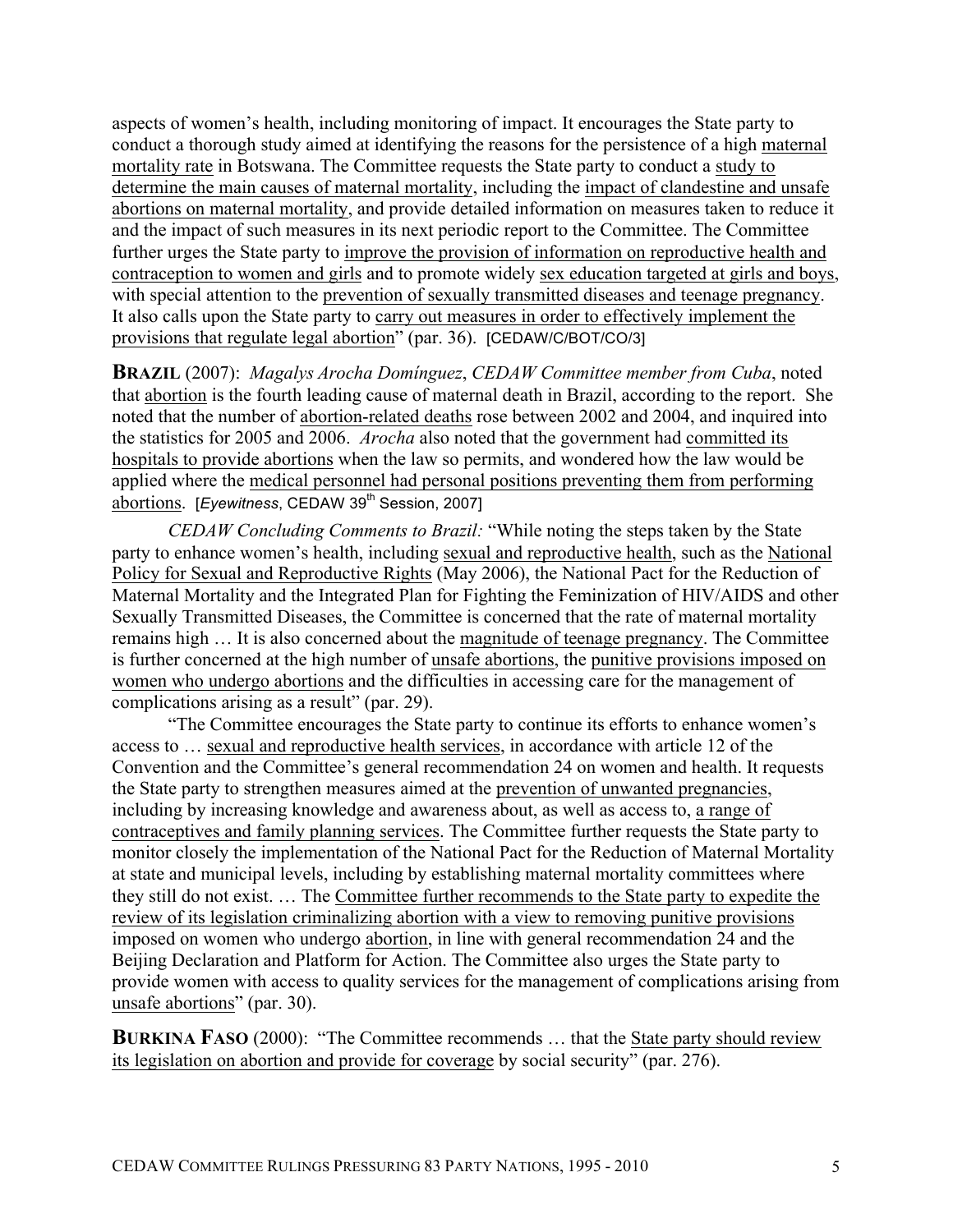aspects of women's health, including monitoring of impact. It encourages the State party to conduct a thorough study aimed at identifying the reasons for the persistence of a high maternal mortality rate in Botswana. The Committee requests the State party to conduct a study to determine the main causes of maternal mortality, including the impact of clandestine and unsafe abortions on maternal mortality, and provide detailed information on measures taken to reduce it and the impact of such measures in its next periodic report to the Committee. The Committee further urges the State party to improve the provision of information on reproductive health and contraception to women and girls and to promote widely sex education targeted at girls and boys, with special attention to the prevention of sexually transmitted diseases and teenage pregnancy. It also calls upon the State party to carry out measures in order to effectively implement the provisions that regulate legal abortion" (par. 36). [CEDAW/C/BOT/CO/3]

**BRAZIL** (2007): *Magalys Arocha Domínguez*, *CEDAW Committee member from Cuba*, noted that abortion is the fourth leading cause of maternal death in Brazil, according to the report. She noted that the number of abortion-related deaths rose between 2002 and 2004, and inquired into the statistics for 2005 and 2006. *Arocha* also noted that the government had committed its hospitals to provide abortions when the law so permits, and wondered how the law would be applied where the medical personnel had personal positions preventing them from performing abortions. [*Eyewitness*, CEDAW 39th Session, 2007]

*CEDAW Concluding Comments to Brazil:* "While noting the steps taken by the State party to enhance women's health, including sexual and reproductive health, such as the National Policy for Sexual and Reproductive Rights (May 2006), the National Pact for the Reduction of Maternal Mortality and the Integrated Plan for Fighting the Feminization of HIV/AIDS and other Sexually Transmitted Diseases, the Committee is concerned that the rate of maternal mortality remains high … It is also concerned about the magnitude of teenage pregnancy. The Committee is further concerned at the high number of unsafe abortions, the punitive provisions imposed on women who undergo abortions and the difficulties in accessing care for the management of complications arising as a result" (par. 29).

"The Committee encourages the State party to continue its efforts to enhance women's access to … sexual and reproductive health services, in accordance with article 12 of the Convention and the Committee's general recommendation 24 on women and health. It requests the State party to strengthen measures aimed at the prevention of unwanted pregnancies, including by increasing knowledge and awareness about, as well as access to, a range of contraceptives and family planning services. The Committee further requests the State party to monitor closely the implementation of the National Pact for the Reduction of Maternal Mortality at state and municipal levels, including by establishing maternal mortality committees where they still do not exist. … The Committee further recommends to the State party to expedite the review of its legislation criminalizing abortion with a view to removing punitive provisions imposed on women who undergo abortion, in line with general recommendation 24 and the Beijing Declaration and Platform for Action. The Committee also urges the State party to provide women with access to quality services for the management of complications arising from unsafe abortions" (par. 30).

**BURKINA FASO** (2000): "The Committee recommends … that the State party should review its legislation on abortion and provide for coverage by social security" (par. 276).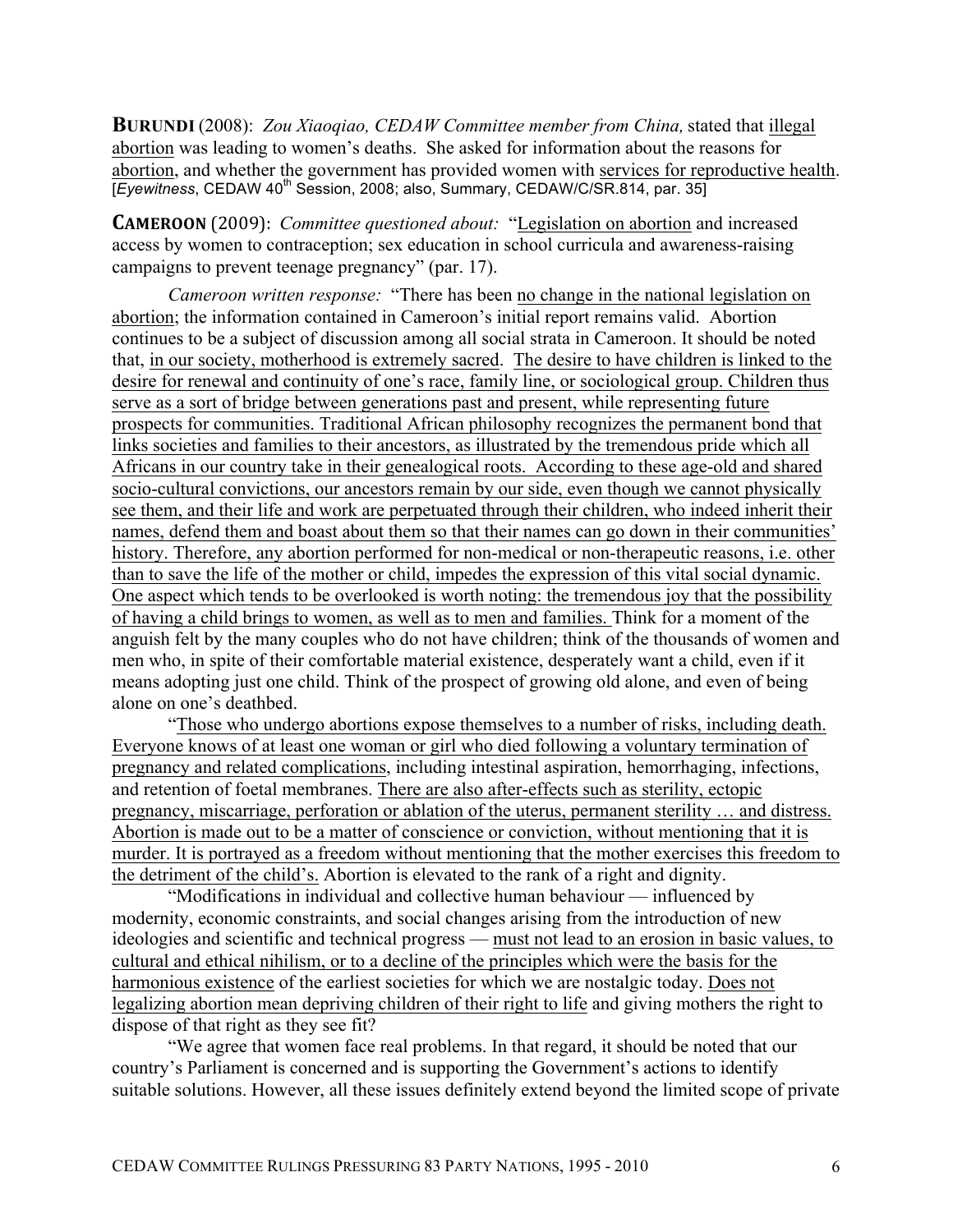**BURUNDI** (2008): *Zou Xiaoqiao, CEDAW Committee member from China,* stated that illegal abortion was leading to women's deaths. She asked for information about the reasons for abortion, and whether the government has provided women with services for reproductive health. [*Eyewitness*, CEDAW 40th Session, 2008; also, Summary, CEDAW/C/SR.814, par. 35]

**CAMEROON** (2009): *Committee questioned about:* "Legislation on abortion and increased access by women to contraception; sex education in school curricula and awareness-raising campaigns to prevent teenage pregnancy" (par. 17).

*Cameroon written response:* "There has been no change in the national legislation on abortion; the information contained in Cameroon's initial report remains valid. Abortion continues to be a subject of discussion among all social strata in Cameroon. It should be noted that, in our society, motherhood is extremely sacred. The desire to have children is linked to the desire for renewal and continuity of one's race, family line, or sociological group. Children thus serve as a sort of bridge between generations past and present, while representing future prospects for communities. Traditional African philosophy recognizes the permanent bond that links societies and families to their ancestors, as illustrated by the tremendous pride which all Africans in our country take in their genealogical roots. According to these age-old and shared socio-cultural convictions, our ancestors remain by our side, even though we cannot physically see them, and their life and work are perpetuated through their children, who indeed inherit their names, defend them and boast about them so that their names can go down in their communities' history. Therefore, any abortion performed for non-medical or non-therapeutic reasons, i.e. other than to save the life of the mother or child, impedes the expression of this vital social dynamic. One aspect which tends to be overlooked is worth noting: the tremendous joy that the possibility of having a child brings to women, as well as to men and families. Think for a moment of the anguish felt by the many couples who do not have children; think of the thousands of women and men who, in spite of their comfortable material existence, desperately want a child, even if it means adopting just one child. Think of the prospect of growing old alone, and even of being alone on one's deathbed.

"Those who undergo abortions expose themselves to a number of risks, including death. Everyone knows of at least one woman or girl who died following a voluntary termination of pregnancy and related complications, including intestinal aspiration, hemorrhaging, infections, and retention of foetal membranes. There are also after-effects such as sterility, ectopic pregnancy, miscarriage, perforation or ablation of the uterus, permanent sterility … and distress. Abortion is made out to be a matter of conscience or conviction, without mentioning that it is murder. It is portrayed as a freedom without mentioning that the mother exercises this freedom to the detriment of the child's. Abortion is elevated to the rank of a right and dignity.

"Modifications in individual and collective human behaviour — influenced by modernity, economic constraints, and social changes arising from the introduction of new ideologies and scientific and technical progress — must not lead to an erosion in basic values, to cultural and ethical nihilism, or to a decline of the principles which were the basis for the harmonious existence of the earliest societies for which we are nostalgic today. Does not legalizing abortion mean depriving children of their right to life and giving mothers the right to dispose of that right as they see fit?

"We agree that women face real problems. In that regard, it should be noted that our country's Parliament is concerned and is supporting the Government's actions to identify suitable solutions. However, all these issues definitely extend beyond the limited scope of private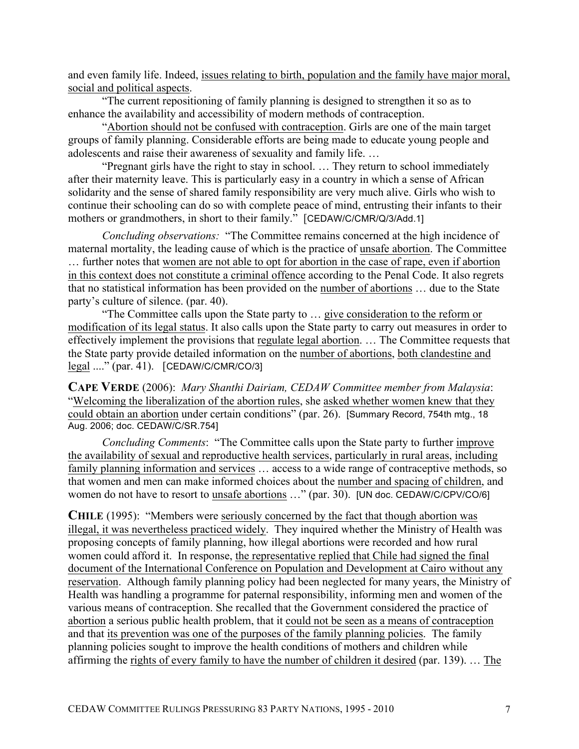and even family life. Indeed, issues relating to birth, population and the family have major moral, social and political aspects.

"The current repositioning of family planning is designed to strengthen it so as to enhance the availability and accessibility of modern methods of contraception.

"Abortion should not be confused with contraception. Girls are one of the main target groups of family planning. Considerable efforts are being made to educate young people and adolescents and raise their awareness of sexuality and family life. …

"Pregnant girls have the right to stay in school. … They return to school immediately after their maternity leave. This is particularly easy in a country in which a sense of African solidarity and the sense of shared family responsibility are very much alive. Girls who wish to continue their schooling can do so with complete peace of mind, entrusting their infants to their mothers or grandmothers, in short to their family." [CEDAW/C/CMR/Q/3/Add.1]

*Concluding observations:* "The Committee remains concerned at the high incidence of maternal mortality, the leading cause of which is the practice of unsafe abortion. The Committee … further notes that women are not able to opt for abortion in the case of rape, even if abortion in this context does not constitute a criminal offence according to the Penal Code. It also regrets that no statistical information has been provided on the number of abortions … due to the State party's culture of silence. (par. 40).

"The Committee calls upon the State party to … give consideration to the reform or modification of its legal status. It also calls upon the State party to carry out measures in order to effectively implement the provisions that regulate legal abortion. … The Committee requests that the State party provide detailed information on the number of abortions, both clandestine and legal ...." (par. 41). [CEDAW/C/CMR/CO/3]

**CAPE VERDE** (2006): *Mary Shanthi Dairiam, CEDAW Committee member from Malaysia*: "Welcoming the liberalization of the abortion rules, she asked whether women knew that they could obtain an abortion under certain conditions" (par. 26). [Summary Record, 754th mtg., 18 Aug. 2006; doc. CEDAW/C/SR.754]

*Concluding Comments*: "The Committee calls upon the State party to further improve the availability of sexual and reproductive health services, particularly in rural areas, including family planning information and services … access to a wide range of contraceptive methods, so that women and men can make informed choices about the number and spacing of children, and women do not have to resort to unsafe abortions …" (par. 30). [UN doc. CEDAW/C/CPV/CO/6]

**CHILE** (1995): "Members were seriously concerned by the fact that though abortion was illegal, it was nevertheless practiced widely. They inquired whether the Ministry of Health was proposing concepts of family planning, how illegal abortions were recorded and how rural women could afford it. In response, the representative replied that Chile had signed the final document of the International Conference on Population and Development at Cairo without any reservation. Although family planning policy had been neglected for many years, the Ministry of Health was handling a programme for paternal responsibility, informing men and women of the various means of contraception. She recalled that the Government considered the practice of abortion a serious public health problem, that it could not be seen as a means of contraception and that its prevention was one of the purposes of the family planning policies. The family planning policies sought to improve the health conditions of mothers and children while affirming the rights of every family to have the number of children it desired (par. 139). … The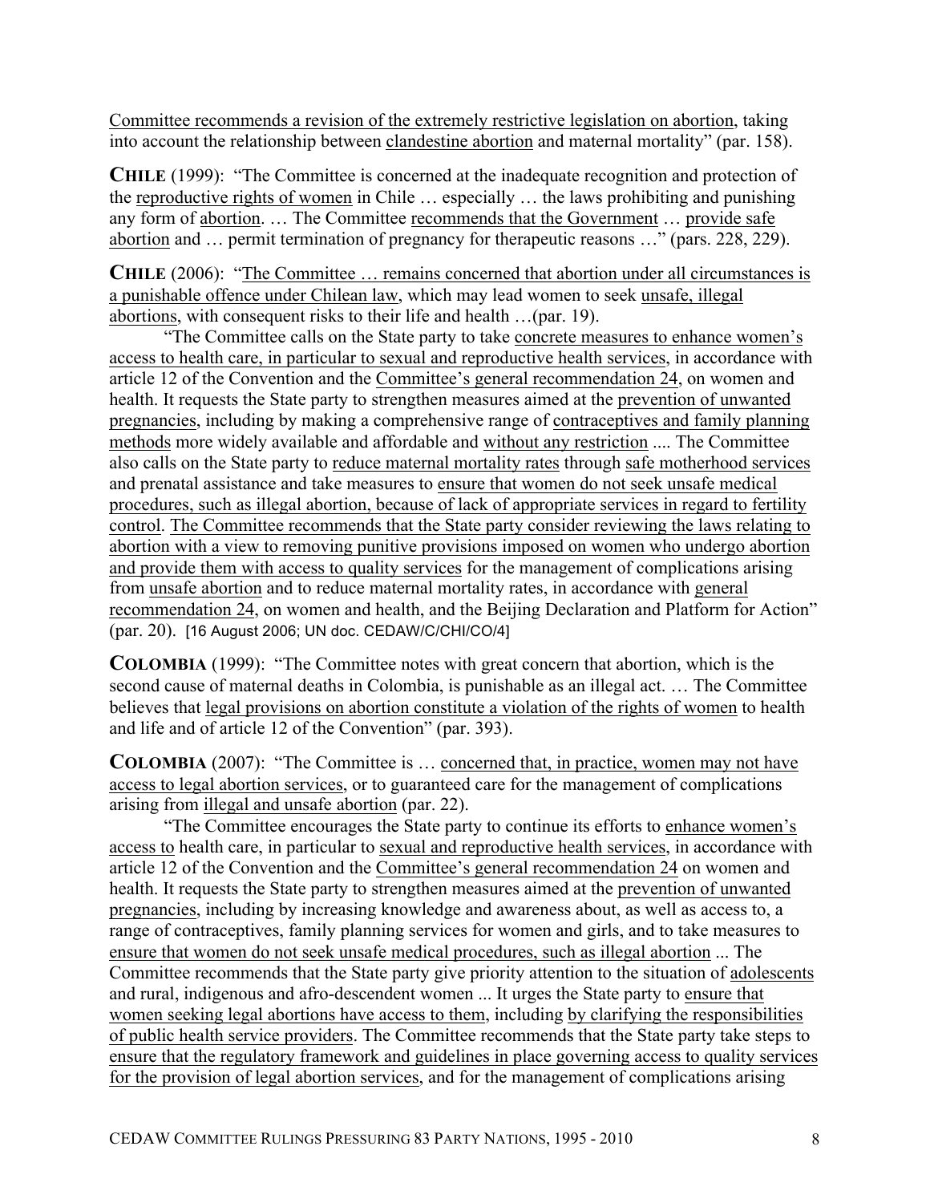Committee recommends a revision of the extremely restrictive legislation on abortion, taking into account the relationship between clandestine abortion and maternal mortality" (par. 158).

**CHILE** (1999): "The Committee is concerned at the inadequate recognition and protection of the reproductive rights of women in Chile … especially … the laws prohibiting and punishing any form of abortion. … The Committee recommends that the Government … provide safe abortion and … permit termination of pregnancy for therapeutic reasons …" (pars. 228, 229).

**CHILE** (2006): "The Committee … remains concerned that abortion under all circumstances is a punishable offence under Chilean law, which may lead women to seek unsafe, illegal abortions, with consequent risks to their life and health …(par. 19).

"The Committee calls on the State party to take concrete measures to enhance women's access to health care, in particular to sexual and reproductive health services, in accordance with article 12 of the Convention and the Committee's general recommendation 24, on women and health. It requests the State party to strengthen measures aimed at the prevention of unwanted pregnancies, including by making a comprehensive range of contraceptives and family planning methods more widely available and affordable and without any restriction .... The Committee also calls on the State party to reduce maternal mortality rates through safe motherhood services and prenatal assistance and take measures to ensure that women do not seek unsafe medical procedures, such as illegal abortion, because of lack of appropriate services in regard to fertility control. The Committee recommends that the State party consider reviewing the laws relating to abortion with a view to removing punitive provisions imposed on women who undergo abortion and provide them with access to quality services for the management of complications arising from unsafe abortion and to reduce maternal mortality rates, in accordance with general recommendation 24, on women and health, and the Beijing Declaration and Platform for Action" (par. 20). [16 August 2006; UN doc. CEDAW/C/CHI/CO/4]

**COLOMBIA** (1999): "The Committee notes with great concern that abortion, which is the second cause of maternal deaths in Colombia, is punishable as an illegal act. … The Committee believes that legal provisions on abortion constitute a violation of the rights of women to health and life and of article 12 of the Convention" (par. 393).

**COLOMBIA** (2007): "The Committee is … concerned that, in practice, women may not have access to legal abortion services, or to guaranteed care for the management of complications arising from illegal and unsafe abortion (par. 22).

"The Committee encourages the State party to continue its efforts to enhance women's access to health care, in particular to sexual and reproductive health services, in accordance with article 12 of the Convention and the Committee's general recommendation 24 on women and health. It requests the State party to strengthen measures aimed at the prevention of unwanted pregnancies, including by increasing knowledge and awareness about, as well as access to, a range of contraceptives, family planning services for women and girls, and to take measures to ensure that women do not seek unsafe medical procedures, such as illegal abortion ... The Committee recommends that the State party give priority attention to the situation of adolescents and rural, indigenous and afro-descendent women ... It urges the State party to ensure that women seeking legal abortions have access to them, including by clarifying the responsibilities of public health service providers. The Committee recommends that the State party take steps to ensure that the regulatory framework and guidelines in place governing access to quality services for the provision of legal abortion services, and for the management of complications arising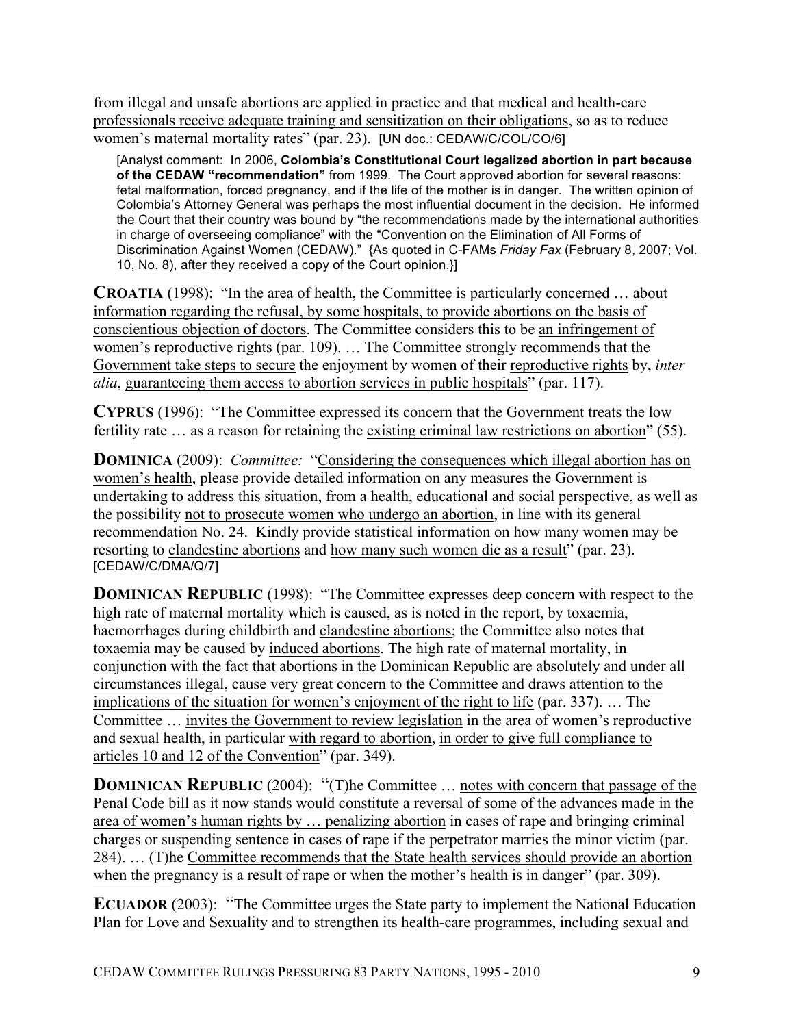from illegal and unsafe abortions are applied in practice and that medical and health-care professionals receive adequate training and sensitization on their obligations, so as to reduce women's maternal mortality rates" (par. 23). [UN doc.: CEDAW/C/COL/CO/6]

> [Analyst comment: In 2006, **Colombia's Constitutional Court legalized abortion in part because of the CEDAW "recommendation"** from 1999. The Court approved abortion for several reasons: fetal malformation, forced pregnancy, and if the life of the mother is in danger. The written opinion of Colombia's Attorney General was perhaps the most influential document in the decision. He informed the Court that their country was bound by "the recommendations made by the international authorities in charge of overseeing compliance" with the "Convention on the Elimination of All Forms of Discrimination Against Women (CEDAW)." {As quoted in C-FAMs *Friday Fax* (February 8, 2007; Vol. 10, No. 8), after they received a copy of the Court opinion.}]

**CROATIA** (1998): "In the area of health, the Committee is particularly concerned … about information regarding the refusal, by some hospitals, to provide abortions on the basis of conscientious objection of doctors. The Committee considers this to be an infringement of women's reproductive rights (par. 109). … The Committee strongly recommends that the Government take steps to secure the enjoyment by women of their reproductive rights by, *inter alia*, guaranteeing them access to abortion services in public hospitals" (par. 117).

**CYPRUS** (1996): "The Committee expressed its concern that the Government treats the low fertility rate … as a reason for retaining the existing criminal law restrictions on abortion" (55).

**DOMINICA** (2009): *Committee:* "Considering the consequences which illegal abortion has on women's health, please provide detailed information on any measures the Government is undertaking to address this situation, from a health, educational and social perspective, as well as the possibility not to prosecute women who undergo an abortion, in line with its general recommendation No. 24. Kindly provide statistical information on how many women may be resorting to clandestine abortions and how many such women die as a result" (par. 23). [CEDAW/C/DMA/Q/7]

**DOMINICAN REPUBLIC** (1998): "The Committee expresses deep concern with respect to the high rate of maternal mortality which is caused, as is noted in the report, by toxaemia, haemorrhages during childbirth and clandestine abortions; the Committee also notes that toxaemia may be caused by induced abortions. The high rate of maternal mortality, in conjunction with the fact that abortions in the Dominican Republic are absolutely and under all circumstances illegal, cause very great concern to the Committee and draws attention to the implications of the situation for women's enjoyment of the right to life (par. 337). … The Committee … invites the Government to review legislation in the area of women's reproductive and sexual health, in particular with regard to abortion, in order to give full compliance to articles 10 and 12 of the Convention" (par. 349).

**DOMINICAN REPUBLIC** (2004): "(T)he Committee … notes with concern that passage of the Penal Code bill as it now stands would constitute a reversal of some of the advances made in the area of women's human rights by … penalizing abortion in cases of rape and bringing criminal charges or suspending sentence in cases of rape if the perpetrator marries the minor victim (par. 284). … (T)he Committee recommends that the State health services should provide an abortion when the pregnancy is a result of rape or when the mother's health is in danger" (par. 309).

**ECUADOR** (2003): "The Committee urges the State party to implement the National Education Plan for Love and Sexuality and to strengthen its health-care programmes, including sexual and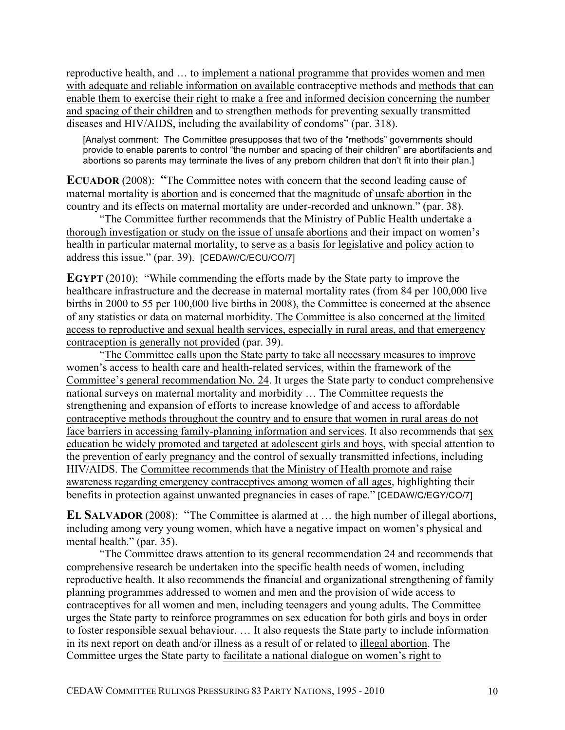reproductive health, and … to implement a national programme that provides women and men with adequate and reliable information on available contraceptive methods and methods that can enable them to exercise their right to make a free and informed decision concerning the number and spacing of their children and to strengthen methods for preventing sexually transmitted diseases and HIV/AIDS, including the availability of condoms" (par. 318).

> [Analyst comment: The Committee presupposes that two of the "methods" governments should provide to enable parents to control "the number and spacing of their children" are abortifacients and abortions so parents may terminate the lives of any preborn children that don't fit into their plan.]

**ECUADOR** (2008): "The Committee notes with concern that the second leading cause of maternal mortality is abortion and is concerned that the magnitude of unsafe abortion in the country and its effects on maternal mortality are under-recorded and unknown." (par. 38).

"The Committee further recommends that the Ministry of Public Health undertake a thorough investigation or study on the issue of unsafe abortions and their impact on women's health in particular maternal mortality, to serve as a basis for legislative and policy action to address this issue." (par. 39). [CEDAW/C/ECU/CO/7]

**EGYPT** (2010): "While commending the efforts made by the State party to improve the healthcare infrastructure and the decrease in maternal mortality rates (from 84 per 100,000 live births in 2000 to 55 per 100,000 live births in 2008), the Committee is concerned at the absence of any statistics or data on maternal morbidity. The Committee is also concerned at the limited access to reproductive and sexual health services, especially in rural areas, and that emergency contraception is generally not provided (par. 39).

"The Committee calls upon the State party to take all necessary measures to improve women's access to health care and health-related services, within the framework of the Committee's general recommendation No. 24. It urges the State party to conduct comprehensive national surveys on maternal mortality and morbidity … The Committee requests the strengthening and expansion of efforts to increase knowledge of and access to affordable contraceptive methods throughout the country and to ensure that women in rural areas do not face barriers in accessing family-planning information and services. It also recommends that sex education be widely promoted and targeted at adolescent girls and boys, with special attention to the prevention of early pregnancy and the control of sexually transmitted infections, including HIV/AIDS. The Committee recommends that the Ministry of Health promote and raise awareness regarding emergency contraceptives among women of all ages, highlighting their benefits in protection against unwanted pregnancies in cases of rape." [CEDAW/C/EGY/CO/7]

**EL SALVADOR** (2008): "The Committee is alarmed at … the high number of illegal abortions, including among very young women, which have a negative impact on women's physical and mental health." (par. 35).

"The Committee draws attention to its general recommendation 24 and recommends that comprehensive research be undertaken into the specific health needs of women, including reproductive health. It also recommends the financial and organizational strengthening of family planning programmes addressed to women and men and the provision of wide access to contraceptives for all women and men, including teenagers and young adults. The Committee urges the State party to reinforce programmes on sex education for both girls and boys in order to foster responsible sexual behaviour. … It also requests the State party to include information in its next report on death and/or illness as a result of or related to illegal abortion. The Committee urges the State party to facilitate a national dialogue on women's right to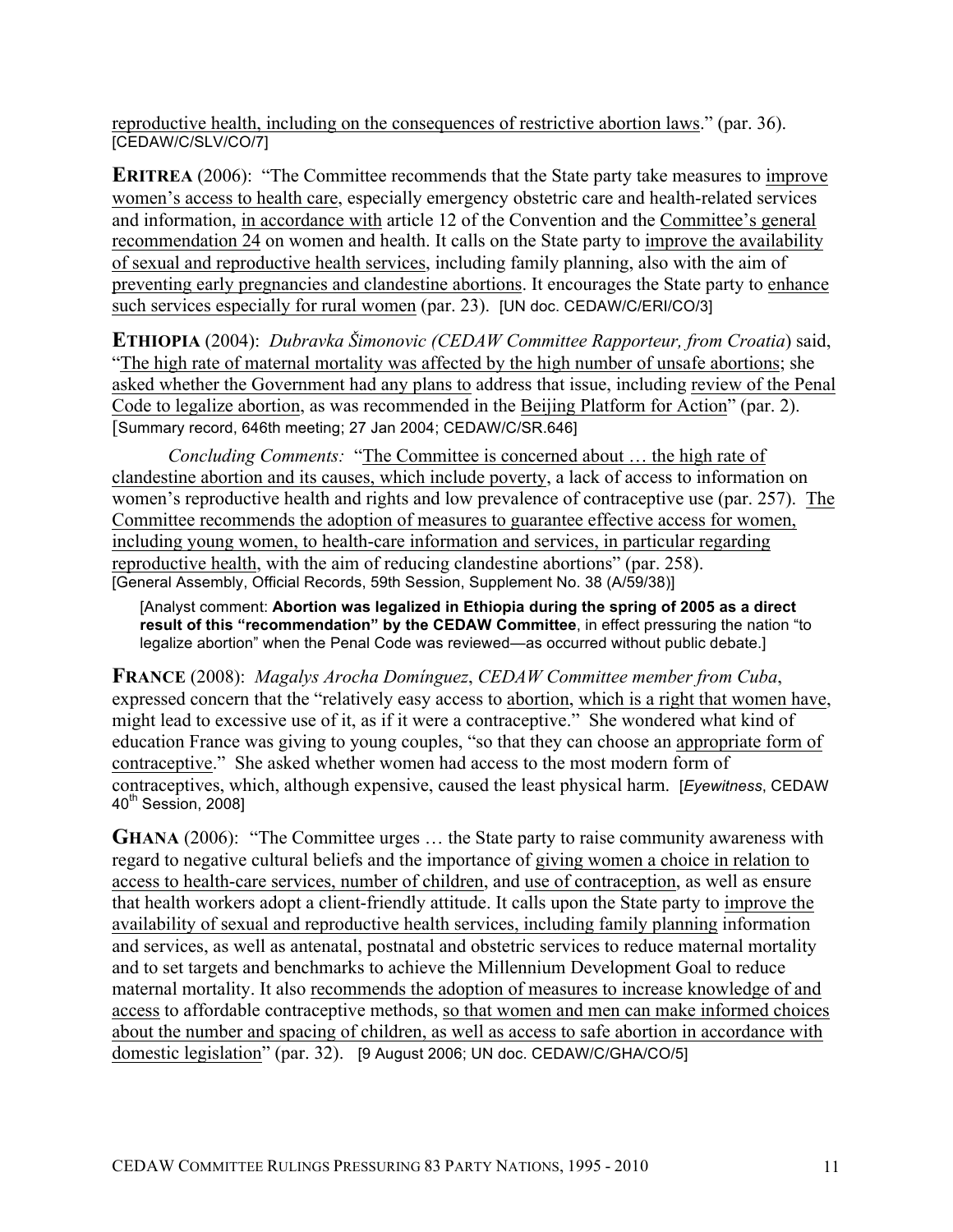reproductive health, including on the consequences of restrictive abortion laws." (par. 36). [CEDAW/C/SLV/CO/7]

**ERITREA** (2006): "The Committee recommends that the State party take measures to improve women's access to health care, especially emergency obstetric care and health-related services and information, in accordance with article 12 of the Convention and the Committee's general recommendation 24 on women and health. It calls on the State party to improve the availability of sexual and reproductive health services, including family planning, also with the aim of preventing early pregnancies and clandestine abortions. It encourages the State party to enhance such services especially for rural women (par. 23). [UN doc. CEDAW/C/ERI/CO/3]

**ETHIOPIA** (2004): *Dubravka Šimonovic (CEDAW Committee Rapporteur, from Croatia*) said, "The high rate of maternal mortality was affected by the high number of unsafe abortions; she asked whether the Government had any plans to address that issue, including review of the Penal Code to legalize abortion, as was recommended in the Beijing Platform for Action" (par. 2). [Summary record, 646th meeting; 27 Jan 2004; CEDAW/C/SR.646]

*Concluding Comments:* "The Committee is concerned about … the high rate of clandestine abortion and its causes, which include poverty, a lack of access to information on women's reproductive health and rights and low prevalence of contraceptive use (par. 257). The Committee recommends the adoption of measures to guarantee effective access for women, including young women, to health-care information and services, in particular regarding reproductive health, with the aim of reducing clandestine abortions" (par. 258). [General Assembly, Official Records, 59th Session, Supplement No. 38 (A/59/38)]

[Analyst comment: **Abortion was legalized in Ethiopia during the spring of 2005 as a direct result of this "recommendation" by the CEDAW Committee**, in effect pressuring the nation "to legalize abortion" when the Penal Code was reviewed—as occurred without public debate.]

**FRANCE** (2008): *Magalys Arocha Domínguez*, *CEDAW Committee member from Cuba*, expressed concern that the "relatively easy access to abortion, which is a right that women have, might lead to excessive use of it, as if it were a contraceptive." She wondered what kind of education France was giving to young couples, "so that they can choose an appropriate form of contraceptive." She asked whether women had access to the most modern form of contraceptives, which, although expensive, caused the least physical harm. [*Eyewitness*, CEDAW 40th Session, 2008]

**GHANA** (2006): "The Committee urges … the State party to raise community awareness with regard to negative cultural beliefs and the importance of giving women a choice in relation to access to health-care services, number of children, and use of contraception, as well as ensure that health workers adopt a client-friendly attitude. It calls upon the State party to improve the availability of sexual and reproductive health services, including family planning information and services, as well as antenatal, postnatal and obstetric services to reduce maternal mortality and to set targets and benchmarks to achieve the Millennium Development Goal to reduce maternal mortality. It also recommends the adoption of measures to increase knowledge of and access to affordable contraceptive methods, so that women and men can make informed choices about the number and spacing of children, as well as access to safe abortion in accordance with domestic legislation" (par. 32). [9 August 2006; UN doc. CEDAW/C/GHA/CO/5]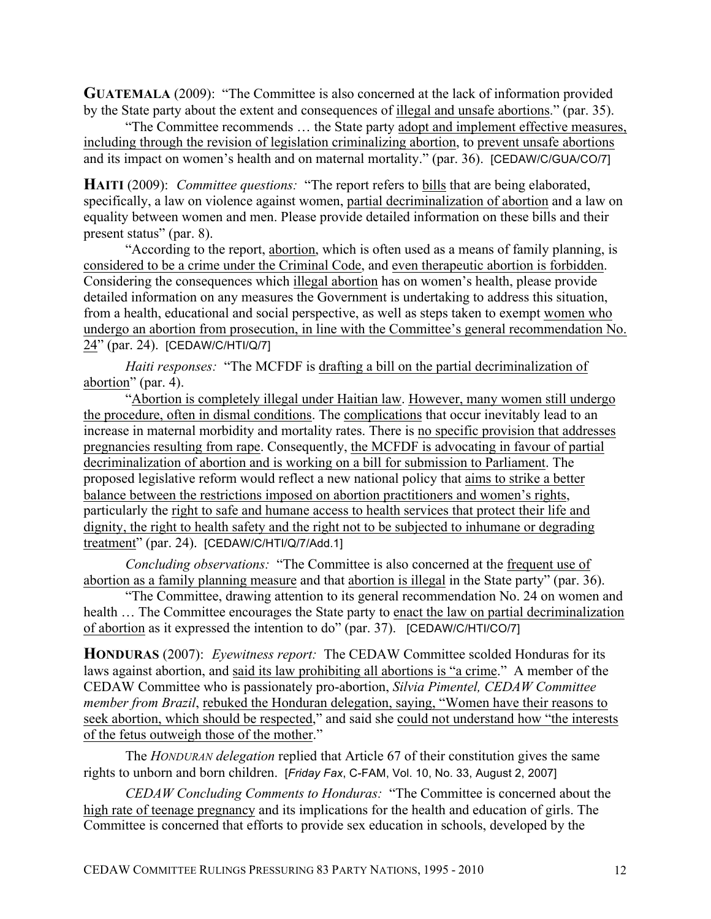**GUATEMALA** (2009): "The Committee is also concerned at the lack of information provided by the State party about the extent and consequences of illegal and unsafe abortions." (par. 35).

"The Committee recommends … the State party adopt and implement effective measures, including through the revision of legislation criminalizing abortion, to prevent unsafe abortions and its impact on women's health and on maternal mortality." (par. 36). [CEDAW/C/GUA/CO/7]

**HAITI** (2009): *Committee questions:* "The report refers to bills that are being elaborated, specifically, a law on violence against women, partial decriminalization of abortion and a law on equality between women and men. Please provide detailed information on these bills and their present status" (par. 8).

"According to the report, abortion, which is often used as a means of family planning, is considered to be a crime under the Criminal Code, and even therapeutic abortion is forbidden. Considering the consequences which illegal abortion has on women's health, please provide detailed information on any measures the Government is undertaking to address this situation, from a health, educational and social perspective, as well as steps taken to exempt women who undergo an abortion from prosecution, in line with the Committee's general recommendation No. 24" (par. 24). [CEDAW/C/HTI/Q/7]

*Haiti responses:* "The MCFDF is drafting a bill on the partial decriminalization of abortion" (par. 4).

"Abortion is completely illegal under Haitian law. However, many women still undergo the procedure, often in dismal conditions. The complications that occur inevitably lead to an increase in maternal morbidity and mortality rates. There is no specific provision that addresses pregnancies resulting from rape. Consequently, the MCFDF is advocating in favour of partial decriminalization of abortion and is working on a bill for submission to Parliament. The proposed legislative reform would reflect a new national policy that aims to strike a better balance between the restrictions imposed on abortion practitioners and women's rights, particularly the right to safe and humane access to health services that protect their life and dignity, the right to health safety and the right not to be subjected to inhumane or degrading treatment" (par. 24). [CEDAW/C/HTI/Q/7/Add.1]

*Concluding observations:* "The Committee is also concerned at the frequent use of abortion as a family planning measure and that abortion is illegal in the State party" (par. 36).

"The Committee, drawing attention to its general recommendation No. 24 on women and health … The Committee encourages the State party to enact the law on partial decriminalization of abortion as it expressed the intention to do" (par. 37). [CEDAW/C/HTI/CO/7]

**HONDURAS** (2007): *Eyewitness report:* The CEDAW Committee scolded Honduras for its laws against abortion, and said its law prohibiting all abortions is "a crime." A member of the CEDAW Committee who is passionately pro-abortion, *Silvia Pimentel, CEDAW Committee member from Brazil*, rebuked the Honduran delegation, saying, "Women have their reasons to seek abortion, which should be respected," and said she could not understand how "the interests of the fetus outweigh those of the mother."

The *HONDURAN delegation* replied that Article 67 of their constitution gives the same rights to unborn and born children. [*Friday Fax*, C-FAM, Vol. 10, No. 33, August 2, 2007]

*CEDAW Concluding Comments to Honduras:* "The Committee is concerned about the high rate of teenage pregnancy and its implications for the health and education of girls. The Committee is concerned that efforts to provide sex education in schools, developed by the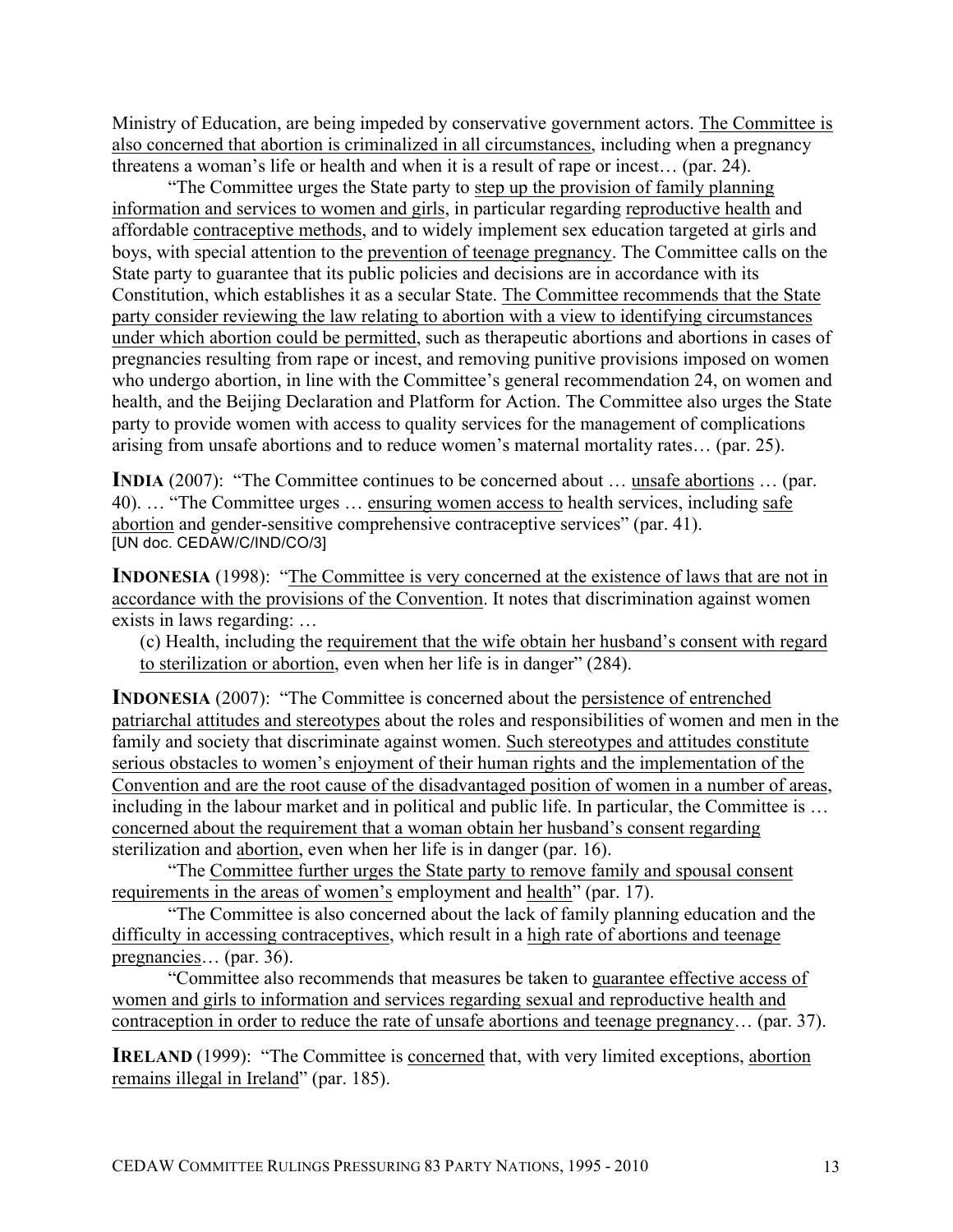Ministry of Education, are being impeded by conservative government actors. The Committee is also concerned that abortion is criminalized in all circumstances, including when a pregnancy threatens a woman's life or health and when it is a result of rape or incest… (par. 24).

"The Committee urges the State party to step up the provision of family planning information and services to women and girls, in particular regarding reproductive health and affordable contraceptive methods, and to widely implement sex education targeted at girls and boys, with special attention to the prevention of teenage pregnancy. The Committee calls on the State party to guarantee that its public policies and decisions are in accordance with its Constitution, which establishes it as a secular State. The Committee recommends that the State party consider reviewing the law relating to abortion with a view to identifying circumstances under which abortion could be permitted, such as therapeutic abortions and abortions in cases of pregnancies resulting from rape or incest, and removing punitive provisions imposed on women who undergo abortion, in line with the Committee's general recommendation 24, on women and health, and the Beijing Declaration and Platform for Action. The Committee also urges the State party to provide women with access to quality services for the management of complications arising from unsafe abortions and to reduce women's maternal mortality rates… (par. 25).

**INDIA** (2007): "The Committee continues to be concerned about … unsafe abortions … (par. 40). … "The Committee urges … ensuring women access to health services, including safe abortion and gender-sensitive comprehensive contraceptive services" (par. 41).
[UN doc. CEDAW/C/IND/CO/3]

**INDONESIA** (1998): "The Committee is very concerned at the existence of laws that are not in accordance with the provisions of the Convention. It notes that discrimination against women exists in laws regarding: …

(c) Health, including the requirement that the wife obtain her husband's consent with regard to sterilization or abortion, even when her life is in danger" (284).

**INDONESIA** (2007): "The Committee is concerned about the persistence of entrenched patriarchal attitudes and stereotypes about the roles and responsibilities of women and men in the family and society that discriminate against women. Such stereotypes and attitudes constitute serious obstacles to women's enjoyment of their human rights and the implementation of the Convention and are the root cause of the disadvantaged position of women in a number of areas, including in the labour market and in political and public life. In particular, the Committee is … concerned about the requirement that a woman obtain her husband's consent regarding sterilization and abortion, even when her life is in danger (par. 16).

"The Committee further urges the State party to remove family and spousal consent requirements in the areas of women's employment and health" (par. 17).

"The Committee is also concerned about the lack of family planning education and the difficulty in accessing contraceptives, which result in a high rate of abortions and teenage pregnancies… (par. 36).

"Committee also recommends that measures be taken to guarantee effective access of women and girls to information and services regarding sexual and reproductive health and contraception in order to reduce the rate of unsafe abortions and teenage pregnancy… (par. 37).

**IRELAND** (1999): "The Committee is concerned that, with very limited exceptions, abortion remains illegal in Ireland" (par. 185).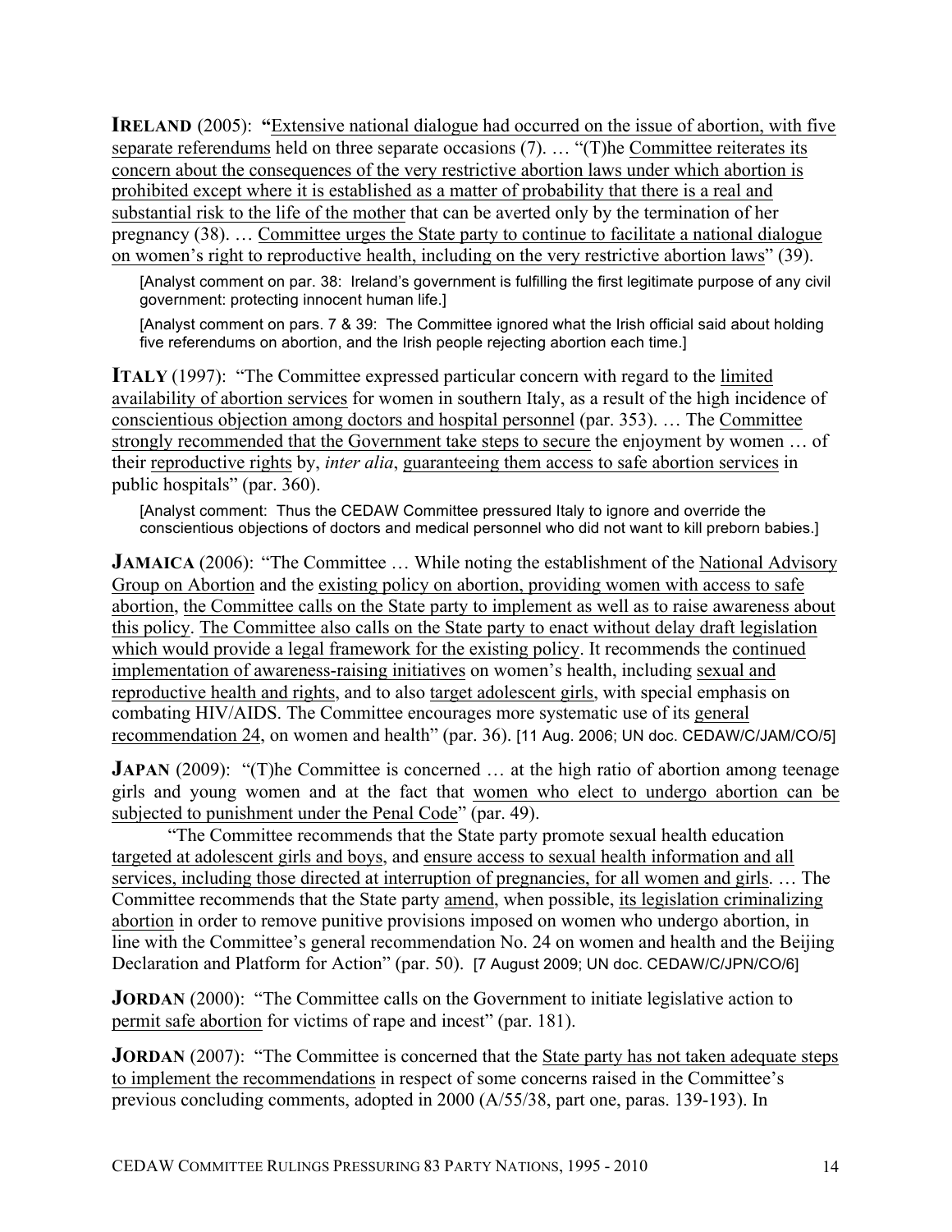**IRELAND** (2005): **"**Extensive national dialogue had occurred on the issue of abortion, with five separate referendums held on three separate occasions (7). … "(T)he Committee reiterates its concern about the consequences of the very restrictive abortion laws under which abortion is prohibited except where it is established as a matter of probability that there is a real and substantial risk to the life of the mother that can be averted only by the termination of her pregnancy (38). … Committee urges the State party to continue to facilitate a national dialogue on women's right to reproductive health, including on the very restrictive abortion laws" (39).

> [Analyst comment on par. 38: Ireland's government is fulfilling the first legitimate purpose of any civil government: protecting innocent human life.]
>
> [Analyst comment on pars. 7 & 39: The Committee ignored what the Irish official said about holding five referendums on abortion, and the Irish people rejecting abortion each time.]

**ITALY** (1997): "The Committee expressed particular concern with regard to the limited availability of abortion services for women in southern Italy, as a result of the high incidence of conscientious objection among doctors and hospital personnel (par. 353). … The Committee strongly recommended that the Government take steps to secure the enjoyment by women … of their reproductive rights by, *inter alia*, guaranteeing them access to safe abortion services in public hospitals" (par. 360).

> [Analyst comment: Thus the CEDAW Committee pressured Italy to ignore and override the conscientious objections of doctors and medical personnel who did not want to kill preborn babies.]

**JAMAICA** (2006): "The Committee … While noting the establishment of the National Advisory Group on Abortion and the existing policy on abortion, providing women with access to safe abortion, the Committee calls on the State party to implement as well as to raise awareness about this policy. The Committee also calls on the State party to enact without delay draft legislation which would provide a legal framework for the existing policy. It recommends the continued implementation of awareness-raising initiatives on women's health, including sexual and reproductive health and rights, and to also target adolescent girls, with special emphasis on combating HIV/AIDS. The Committee encourages more systematic use of its general recommendation 24, on women and health" (par. 36). [11 Aug. 2006; UN doc. CEDAW/C/JAM/CO/5]

**JAPAN** (2009): "(T)he Committee is concerned … at the high ratio of abortion among teenage girls and young women and at the fact that women who elect to undergo abortion can be subjected to punishment under the Penal Code" (par. 49).

"The Committee recommends that the State party promote sexual health education targeted at adolescent girls and boys, and ensure access to sexual health information and all services, including those directed at interruption of pregnancies, for all women and girls. … The Committee recommends that the State party amend, when possible, its legislation criminalizing abortion in order to remove punitive provisions imposed on women who undergo abortion, in line with the Committee's general recommendation No. 24 on women and health and the Beijing Declaration and Platform for Action" (par. 50). [7 August 2009; UN doc. CEDAW/C/JPN/CO/6]

**JORDAN** (2000): "The Committee calls on the Government to initiate legislative action to permit safe abortion for victims of rape and incest" (par. 181).

**JORDAN** (2007): "The Committee is concerned that the State party has not taken adequate steps to implement the recommendations in respect of some concerns raised in the Committee's previous concluding comments, adopted in 2000 (A/55/38, part one, paras. 139-193). In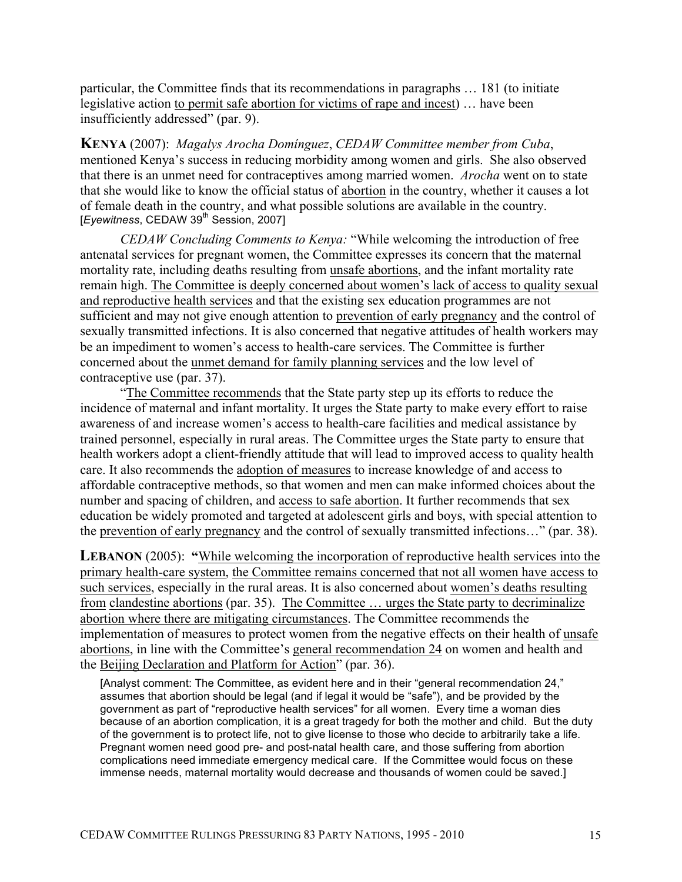particular, the Committee finds that its recommendations in paragraphs … 181 (to initiate legislative action to permit safe abortion for victims of rape and incest) … have been insufficiently addressed" (par. 9).

**KENYA** (2007): *Magalys Arocha Domínguez*, *CEDAW Committee member from Cuba*, mentioned Kenya's success in reducing morbidity among women and girls. She also observed that there is an unmet need for contraceptives among married women. *Arocha* went on to state that she would like to know the official status of abortion in the country, whether it causes a lot of female death in the country, and what possible solutions are available in the country. [*Eyewitness*, CEDAW 39th Session, 2007]

*CEDAW Concluding Comments to Kenya:* "While welcoming the introduction of free antenatal services for pregnant women, the Committee expresses its concern that the maternal mortality rate, including deaths resulting from unsafe abortions, and the infant mortality rate remain high. The Committee is deeply concerned about women's lack of access to quality sexual and reproductive health services and that the existing sex education programmes are not sufficient and may not give enough attention to prevention of early pregnancy and the control of sexually transmitted infections. It is also concerned that negative attitudes of health workers may be an impediment to women's access to health-care services. The Committee is further concerned about the unmet demand for family planning services and the low level of contraceptive use (par. 37).

"The Committee recommends that the State party step up its efforts to reduce the incidence of maternal and infant mortality. It urges the State party to make every effort to raise awareness of and increase women's access to health-care facilities and medical assistance by trained personnel, especially in rural areas. The Committee urges the State party to ensure that health workers adopt a client-friendly attitude that will lead to improved access to quality health care. It also recommends the adoption of measures to increase knowledge of and access to affordable contraceptive methods, so that women and men can make informed choices about the number and spacing of children, and access to safe abortion. It further recommends that sex education be widely promoted and targeted at adolescent girls and boys, with special attention to the prevention of early pregnancy and the control of sexually transmitted infections…" (par. 38).

**LEBANON** (2005): **"**While welcoming the incorporation of reproductive health services into the primary health-care system, the Committee remains concerned that not all women have access to such services, especially in the rural areas. It is also concerned about women's deaths resulting from clandestine abortions (par. 35). The Committee … urges the State party to decriminalize abortion where there are mitigating circumstances. The Committee recommends the implementation of measures to protect women from the negative effects on their health of unsafe abortions, in line with the Committee's general recommendation 24 on women and health and the Beijing Declaration and Platform for Action" (par. 36).

> [Analyst comment: The Committee, as evident here and in their "general recommendation 24," assumes that abortion should be legal (and if legal it would be "safe"), and be provided by the government as part of "reproductive health services" for all women. Every time a woman dies because of an abortion complication, it is a great tragedy for both the mother and child. But the duty of the government is to protect life, not to give license to those who decide to arbitrarily take a life. Pregnant women need good pre- and post-natal health care, and those suffering from abortion complications need immediate emergency medical care. If the Committee would focus on these immense needs, maternal mortality would decrease and thousands of women could be saved.]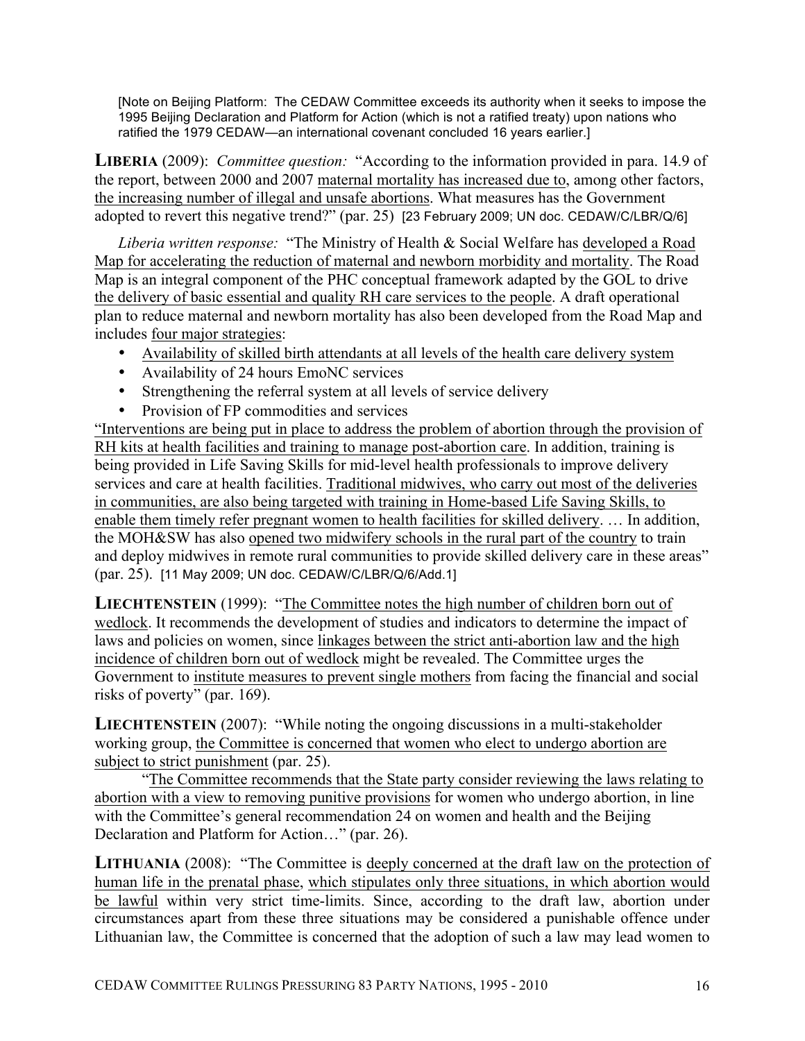[Note on Beijing Platform: The CEDAW Committee exceeds its authority when it seeks to impose the 1995 Beijing Declaration and Platform for Action (which is not a ratified treaty) upon nations who ratified the 1979 CEDAW—an international covenant concluded 16 years earlier.]

**LIBERIA** (2009): *Committee question:* "According to the information provided in para. 14.9 of the report, between 2000 and 2007 maternal mortality has increased due to, among other factors, the increasing number of illegal and unsafe abortions. What measures has the Government adopted to revert this negative trend?" (par. 25) [23 February 2009; UN doc. CEDAW/C/LBR/Q/6]

*Liberia written response:* "The Ministry of Health & Social Welfare has developed a Road Map for accelerating the reduction of maternal and newborn morbidity and mortality. The Road Map is an integral component of the PHC conceptual framework adapted by the GOL to drive the delivery of basic essential and quality RH care services to the people. A draft operational plan to reduce maternal and newborn mortality has also been developed from the Road Map and includes four major strategies:

- Availability of skilled birth attendants at all levels of the health care delivery system
- Availability of 24 hours EmoNC services
- Strengthening the referral system at all levels of service delivery
- Provision of FP commodities and services

"Interventions are being put in place to address the problem of abortion through the provision of RH kits at health facilities and training to manage post-abortion care. In addition, training is being provided in Life Saving Skills for mid-level health professionals to improve delivery services and care at health facilities. Traditional midwives, who carry out most of the deliveries in communities, are also being targeted with training in Home-based Life Saving Skills, to enable them timely refer pregnant women to health facilities for skilled delivery. … In addition, the MOH&SW has also opened two midwifery schools in the rural part of the country to train and deploy midwives in remote rural communities to provide skilled delivery care in these areas" (par. 25). [11 May 2009; UN doc. CEDAW/C/LBR/Q/6/Add.1]

**LIECHTENSTEIN** (1999): "The Committee notes the high number of children born out of wedlock. It recommends the development of studies and indicators to determine the impact of laws and policies on women, since linkages between the strict anti-abortion law and the high incidence of children born out of wedlock might be revealed. The Committee urges the Government to institute measures to prevent single mothers from facing the financial and social risks of poverty" (par. 169).

**LIECHTENSTEIN** (2007): "While noting the ongoing discussions in a multi-stakeholder working group, the Committee is concerned that women who elect to undergo abortion are subject to strict punishment (par. 25).

"The Committee recommends that the State party consider reviewing the laws relating to abortion with a view to removing punitive provisions for women who undergo abortion, in line with the Committee's general recommendation 24 on women and health and the Beijing Declaration and Platform for Action…" (par. 26).

**LITHUANIA** (2008): "The Committee is deeply concerned at the draft law on the protection of human life in the prenatal phase, which stipulates only three situations, in which abortion would be lawful within very strict time-limits. Since, according to the draft law, abortion under circumstances apart from these three situations may be considered a punishable offence under Lithuanian law, the Committee is concerned that the adoption of such a law may lead women to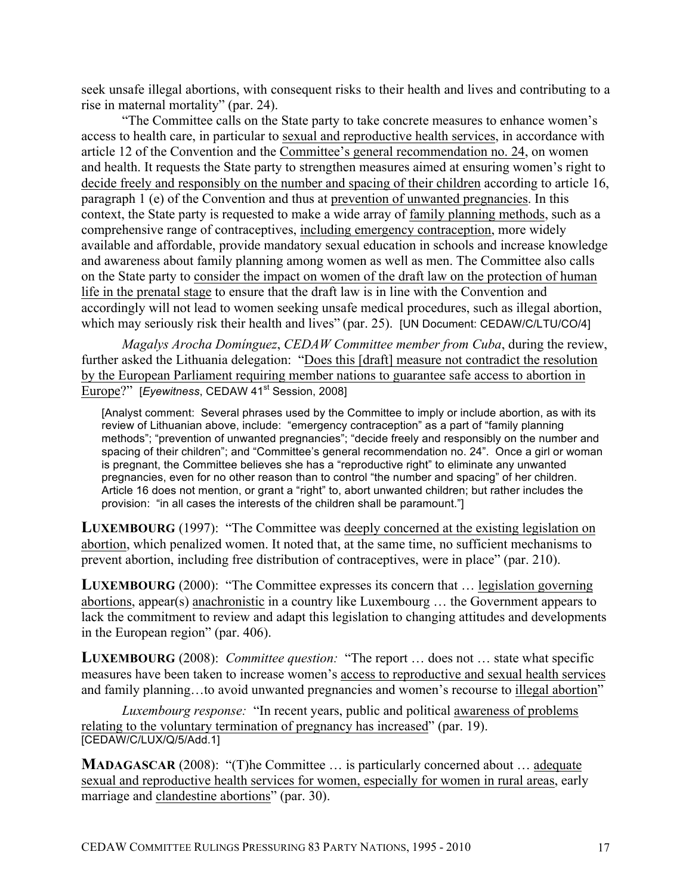seek unsafe illegal abortions, with consequent risks to their health and lives and contributing to a rise in maternal mortality" (par. 24).

"The Committee calls on the State party to take concrete measures to enhance women's access to health care, in particular to sexual and reproductive health services, in accordance with article 12 of the Convention and the Committee's general recommendation no. 24, on women and health. It requests the State party to strengthen measures aimed at ensuring women's right to decide freely and responsibly on the number and spacing of their children according to article 16, paragraph 1 (e) of the Convention and thus at prevention of unwanted pregnancies. In this context, the State party is requested to make a wide array of family planning methods, such as a comprehensive range of contraceptives, including emergency contraception, more widely available and affordable, provide mandatory sexual education in schools and increase knowledge and awareness about family planning among women as well as men. The Committee also calls on the State party to consider the impact on women of the draft law on the protection of human life in the prenatal stage to ensure that the draft law is in line with the Convention and accordingly will not lead to women seeking unsafe medical procedures, such as illegal abortion, which may seriously risk their health and lives" (par. 25). [UN Document: CEDAW/C/LTU/CO/4]

*Magalys Arocha Domínguez*, *CEDAW Committee member from Cuba*, during the review, further asked the Lithuania delegation: "Does this [draft] measure not contradict the resolution by the European Parliament requiring member nations to guarantee safe access to abortion in Europe?" [*Eyewitness*, CEDAW 41st Session, 2008]

> [Analyst comment: Several phrases used by the Committee to imply or include abortion, as with its review of Lithuanian above, include: "emergency contraception" as a part of "family planning methods"; "prevention of unwanted pregnancies"; "decide freely and responsibly on the number and spacing of their children"; and "Committee's general recommendation no. 24". Once a girl or woman is pregnant, the Committee believes she has a "reproductive right" to eliminate any unwanted pregnancies, even for no other reason than to control "the number and spacing" of her children. Article 16 does not mention, or grant a "right" to, abort unwanted children; but rather includes the provision: "in all cases the interests of the children shall be paramount."]

**LUXEMBOURG** (1997): "The Committee was deeply concerned at the existing legislation on abortion, which penalized women. It noted that, at the same time, no sufficient mechanisms to prevent abortion, including free distribution of contraceptives, were in place" (par. 210).

**LUXEMBOURG** (2000): "The Committee expresses its concern that … legislation governing abortions, appear(s) anachronistic in a country like Luxembourg … the Government appears to lack the commitment to review and adapt this legislation to changing attitudes and developments in the European region" (par. 406).

**LUXEMBOURG** (2008): *Committee question:* "The report … does not … state what specific measures have been taken to increase women's access to reproductive and sexual health services and family planning…to avoid unwanted pregnancies and women's recourse to illegal abortion"

*Luxembourg response:* "In recent years, public and political awareness of problems relating to the voluntary termination of pregnancy has increased" (par. 19). [CEDAW/C/LUX/Q/5/Add.1]

**MADAGASCAR** (2008): "(T)he Committee … is particularly concerned about … adequate sexual and reproductive health services for women, especially for women in rural areas, early marriage and clandestine abortions" (par. 30).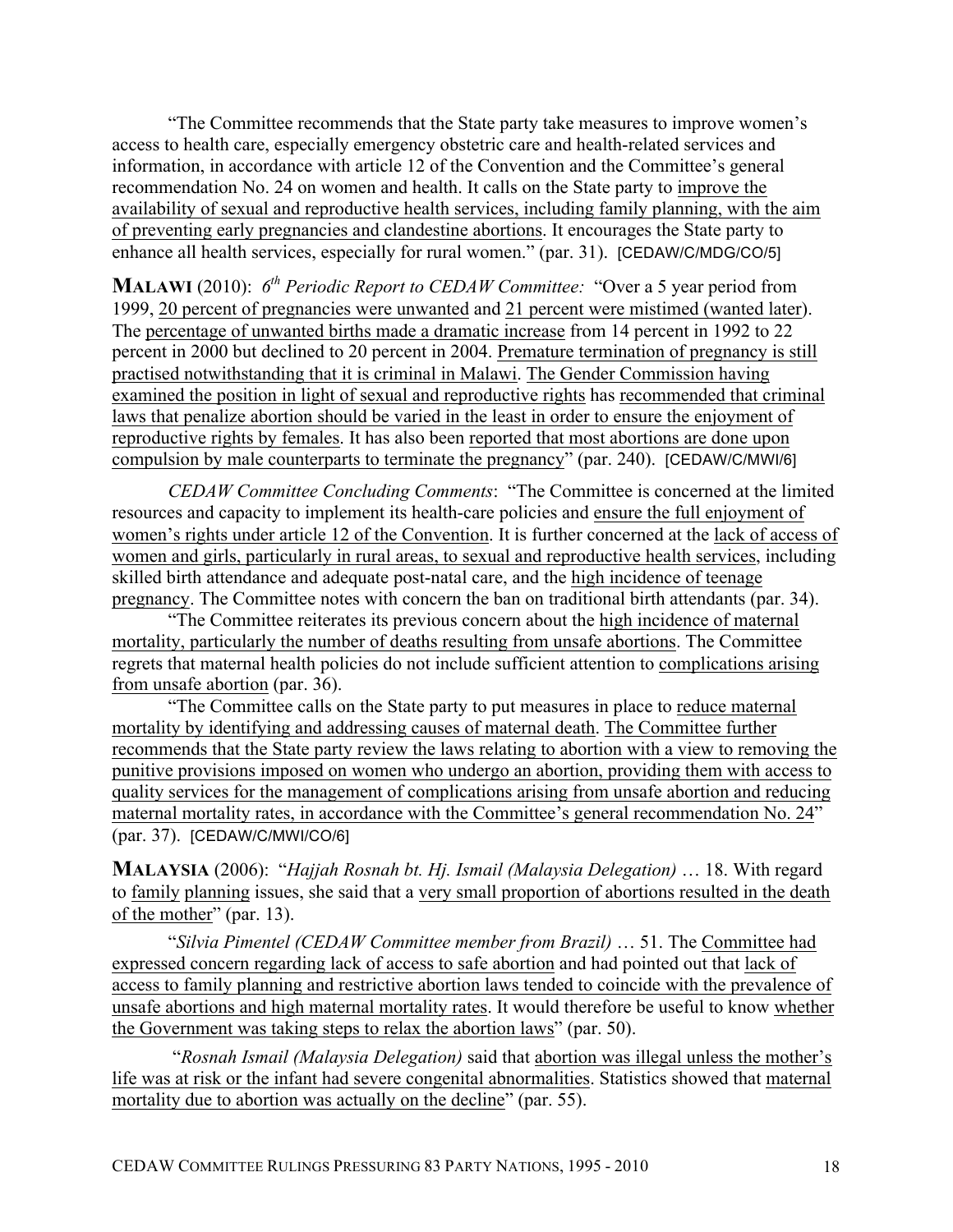"The Committee recommends that the State party take measures to improve women's access to health care, especially emergency obstetric care and health-related services and information, in accordance with article 12 of the Convention and the Committee's general recommendation No. 24 on women and health. It calls on the State party to improve the availability of sexual and reproductive health services, including family planning, with the aim of preventing early pregnancies and clandestine abortions. It encourages the State party to enhance all health services, especially for rural women." (par. 31). [CEDAW/C/MDG/CO/5]

**MALAWI** (2010): *6th Periodic Report to CEDAW Committee:* "Over a 5 year period from 1999, 20 percent of pregnancies were unwanted and 21 percent were mistimed (wanted later). The percentage of unwanted births made a dramatic increase from 14 percent in 1992 to 22 percent in 2000 but declined to 20 percent in 2004. Premature termination of pregnancy is still practised notwithstanding that it is criminal in Malawi. The Gender Commission having examined the position in light of sexual and reproductive rights has recommended that criminal laws that penalize abortion should be varied in the least in order to ensure the enjoyment of reproductive rights by females. It has also been reported that most abortions are done upon compulsion by male counterparts to terminate the pregnancy" (par. 240). [CEDAW/C/MWI/6]

*CEDAW Committee Concluding Comments*: "The Committee is concerned at the limited resources and capacity to implement its health-care policies and ensure the full enjoyment of women's rights under article 12 of the Convention. It is further concerned at the lack of access of women and girls, particularly in rural areas, to sexual and reproductive health services, including skilled birth attendance and adequate post-natal care, and the high incidence of teenage pregnancy. The Committee notes with concern the ban on traditional birth attendants (par. 34).

"The Committee reiterates its previous concern about the high incidence of maternal mortality, particularly the number of deaths resulting from unsafe abortions. The Committee regrets that maternal health policies do not include sufficient attention to complications arising from unsafe abortion (par. 36).

"The Committee calls on the State party to put measures in place to reduce maternal mortality by identifying and addressing causes of maternal death. The Committee further recommends that the State party review the laws relating to abortion with a view to removing the punitive provisions imposed on women who undergo an abortion, providing them with access to quality services for the management of complications arising from unsafe abortion and reducing maternal mortality rates, in accordance with the Committee's general recommendation No. 24" (par. 37). [CEDAW/C/MWI/CO/6]

**MALAYSIA** (2006): "*Hajjah Rosnah bt. Hj. Ismail (Malaysia Delegation)* … 18. With regard to family planning issues, she said that a very small proportion of abortions resulted in the death of the mother" (par. 13).

"*Silvia Pimentel (CEDAW Committee member from Brazil)* … 51. The Committee had expressed concern regarding lack of access to safe abortion and had pointed out that lack of access to family planning and restrictive abortion laws tended to coincide with the prevalence of unsafe abortions and high maternal mortality rates. It would therefore be useful to know whether the Government was taking steps to relax the abortion laws" (par. 50).

"*Rosnah Ismail (Malaysia Delegation)* said that abortion was illegal unless the mother's life was at risk or the infant had severe congenital abnormalities. Statistics showed that maternal mortality due to abortion was actually on the decline" (par. 55).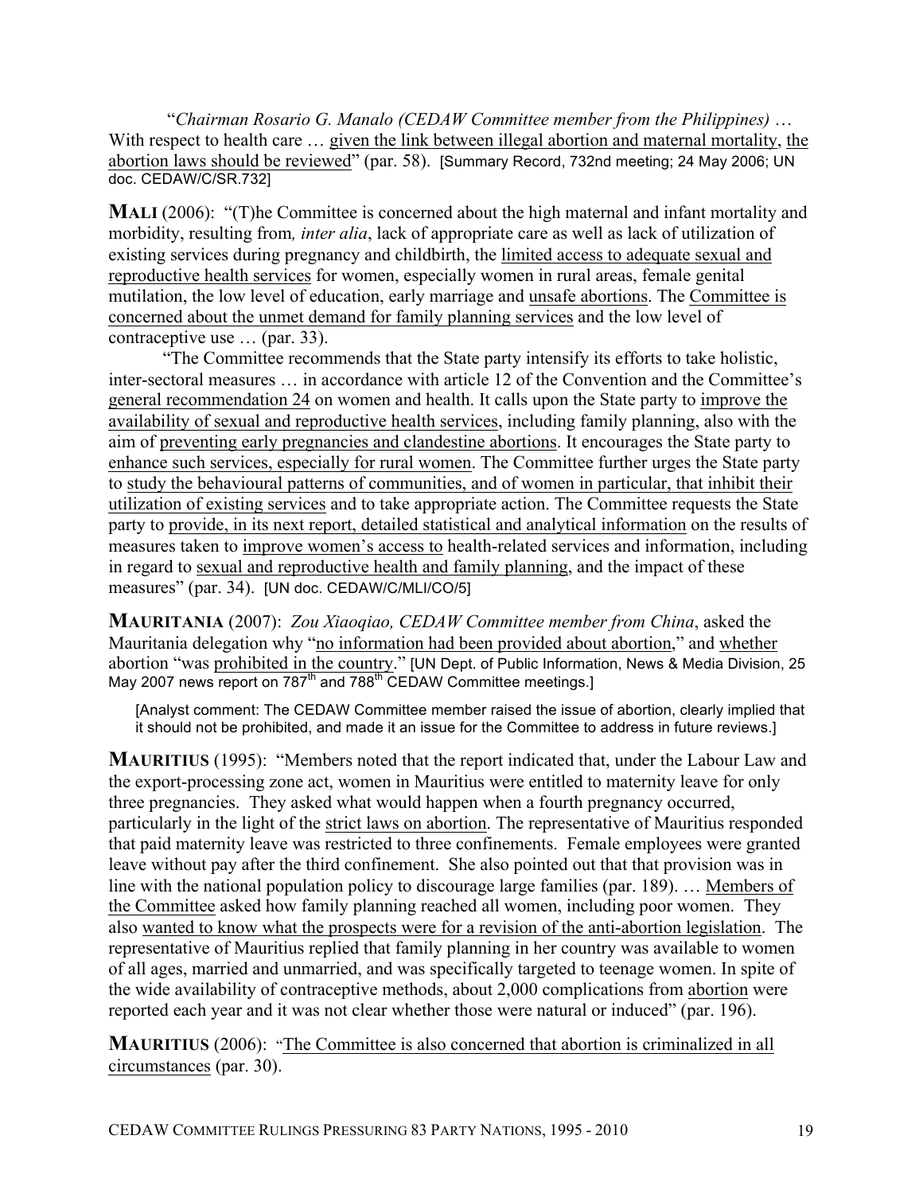"*Chairman Rosario G. Manalo (CEDAW Committee member from the Philippines)* … With respect to health care … given the link between illegal abortion and maternal mortality, the abortion laws should be reviewed" (par. 58). [Summary Record, 732nd meeting; 24 May 2006; UN doc. CEDAW/C/SR.732]

**MALI** (2006): "(T)he Committee is concerned about the high maternal and infant mortality and morbidity, resulting from*, inter alia*, lack of appropriate care as well as lack of utilization of existing services during pregnancy and childbirth, the limited access to adequate sexual and reproductive health services for women, especially women in rural areas, female genital mutilation, the low level of education, early marriage and unsafe abortions. The Committee is concerned about the unmet demand for family planning services and the low level of contraceptive use … (par. 33).

"The Committee recommends that the State party intensify its efforts to take holistic, inter-sectoral measures … in accordance with article 12 of the Convention and the Committee's general recommendation 24 on women and health. It calls upon the State party to improve the availability of sexual and reproductive health services, including family planning, also with the aim of preventing early pregnancies and clandestine abortions. It encourages the State party to enhance such services, especially for rural women. The Committee further urges the State party to study the behavioural patterns of communities, and of women in particular, that inhibit their utilization of existing services and to take appropriate action. The Committee requests the State party to provide, in its next report, detailed statistical and analytical information on the results of measures taken to improve women's access to health-related services and information, including in regard to sexual and reproductive health and family planning, and the impact of these measures" (par. 34). [UN doc. CEDAW/C/MLI/CO/5]

**MAURITANIA** (2007): *Zou Xiaoqiao, CEDAW Committee member from China*, asked the Mauritania delegation why "no information had been provided about abortion," and whether abortion "was prohibited in the country." [UN Dept. of Public Information, News & Media Division, 25 May 2007 news report on 787th and 788th CEDAW Committee meetings.]

> [Analyst comment: The CEDAW Committee member raised the issue of abortion, clearly implied that it should not be prohibited, and made it an issue for the Committee to address in future reviews.]

**MAURITIUS** (1995): "Members noted that the report indicated that, under the Labour Law and the export-processing zone act, women in Mauritius were entitled to maternity leave for only three pregnancies. They asked what would happen when a fourth pregnancy occurred, particularly in the light of the strict laws on abortion. The representative of Mauritius responded that paid maternity leave was restricted to three confinements. Female employees were granted leave without pay after the third confinement. She also pointed out that that provision was in line with the national population policy to discourage large families (par. 189). … Members of the Committee asked how family planning reached all women, including poor women. They also wanted to know what the prospects were for a revision of the anti-abortion legislation. The representative of Mauritius replied that family planning in her country was available to women of all ages, married and unmarried, and was specifically targeted to teenage women. In spite of the wide availability of contraceptive methods, about 2,000 complications from abortion were reported each year and it was not clear whether those were natural or induced" (par. 196).

**MAURITIUS** (2006): "The Committee is also concerned that abortion is criminalized in all circumstances (par. 30).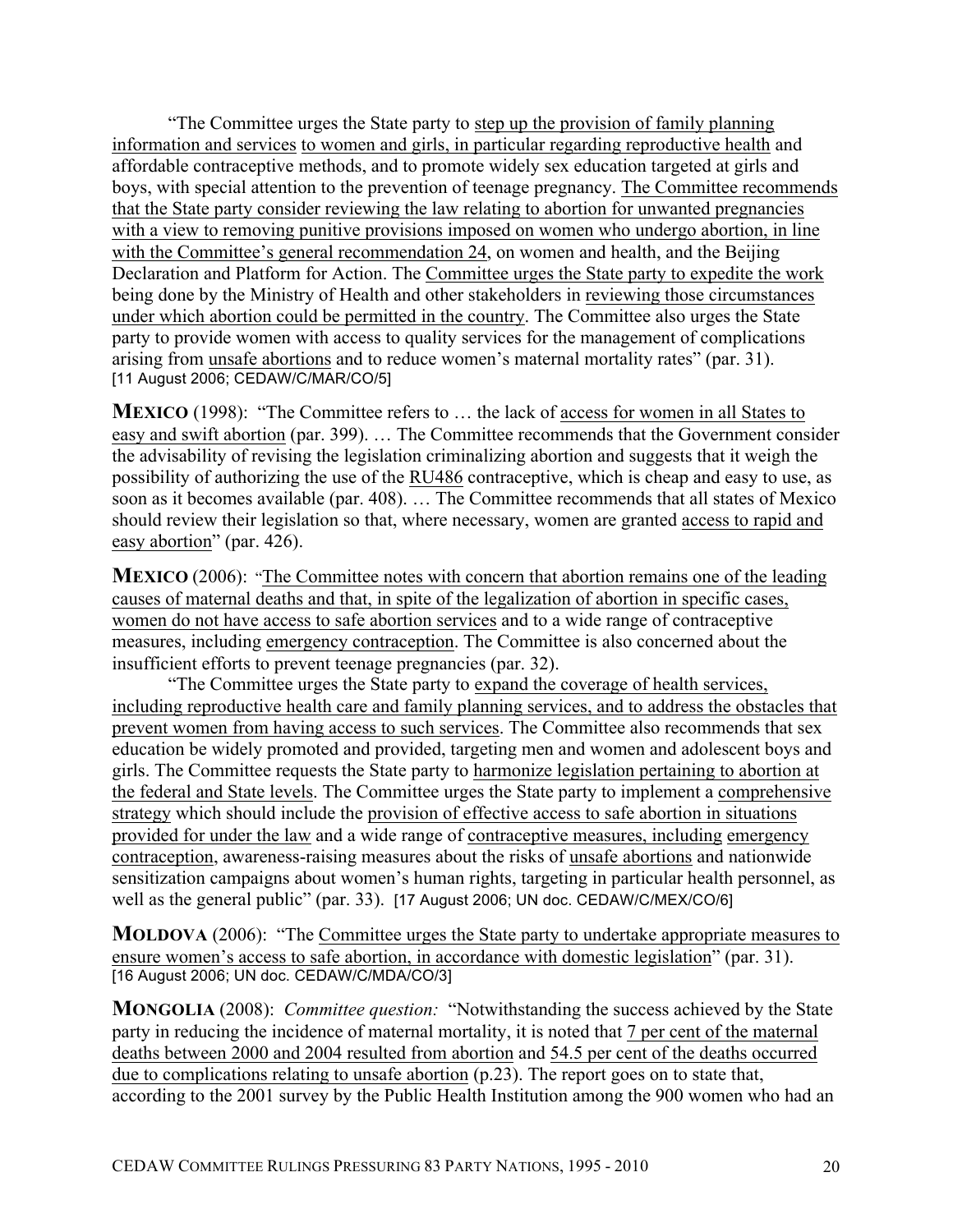"The Committee urges the State party to step up the provision of family planning information and services to women and girls, in particular regarding reproductive health and affordable contraceptive methods, and to promote widely sex education targeted at girls and boys, with special attention to the prevention of teenage pregnancy. The Committee recommends that the State party consider reviewing the law relating to abortion for unwanted pregnancies with a view to removing punitive provisions imposed on women who undergo abortion, in line with the Committee's general recommendation 24, on women and health, and the Beijing Declaration and Platform for Action. The Committee urges the State party to expedite the work being done by the Ministry of Health and other stakeholders in reviewing those circumstances under which abortion could be permitted in the country. The Committee also urges the State party to provide women with access to quality services for the management of complications arising from unsafe abortions and to reduce women's maternal mortality rates" (par. 31). [11 August 2006; CEDAW/C/MAR/CO/5]

**MEXICO** (1998): "The Committee refers to … the lack of access for women in all States to easy and swift abortion (par. 399). … The Committee recommends that the Government consider the advisability of revising the legislation criminalizing abortion and suggests that it weigh the possibility of authorizing the use of the RU486 contraceptive, which is cheap and easy to use, as soon as it becomes available (par. 408). … The Committee recommends that all states of Mexico should review their legislation so that, where necessary, women are granted access to rapid and easy abortion" (par. 426).

**MEXICO** (2006): "The Committee notes with concern that abortion remains one of the leading causes of maternal deaths and that, in spite of the legalization of abortion in specific cases, women do not have access to safe abortion services and to a wide range of contraceptive measures, including emergency contraception. The Committee is also concerned about the insufficient efforts to prevent teenage pregnancies (par. 32).

"The Committee urges the State party to expand the coverage of health services, including reproductive health care and family planning services, and to address the obstacles that prevent women from having access to such services. The Committee also recommends that sex education be widely promoted and provided, targeting men and women and adolescent boys and girls. The Committee requests the State party to harmonize legislation pertaining to abortion at the federal and State levels. The Committee urges the State party to implement a comprehensive strategy which should include the provision of effective access to safe abortion in situations provided for under the law and a wide range of contraceptive measures, including emergency contraception, awareness-raising measures about the risks of unsafe abortions and nationwide sensitization campaigns about women's human rights, targeting in particular health personnel, as well as the general public" (par. 33). [17 August 2006; UN doc. CEDAW/C/MEX/CO/6]

**MOLDOVA** (2006): "The Committee urges the State party to undertake appropriate measures to ensure women's access to safe abortion, in accordance with domestic legislation" (par. 31). [16 August 2006; UN doc. CEDAW/C/MDA/CO/3]

**MONGOLIA** (2008): *Committee question:* "Notwithstanding the success achieved by the State party in reducing the incidence of maternal mortality, it is noted that 7 per cent of the maternal deaths between 2000 and 2004 resulted from abortion and 54.5 per cent of the deaths occurred due to complications relating to unsafe abortion (p.23). The report goes on to state that, according to the 2001 survey by the Public Health Institution among the 900 women who had an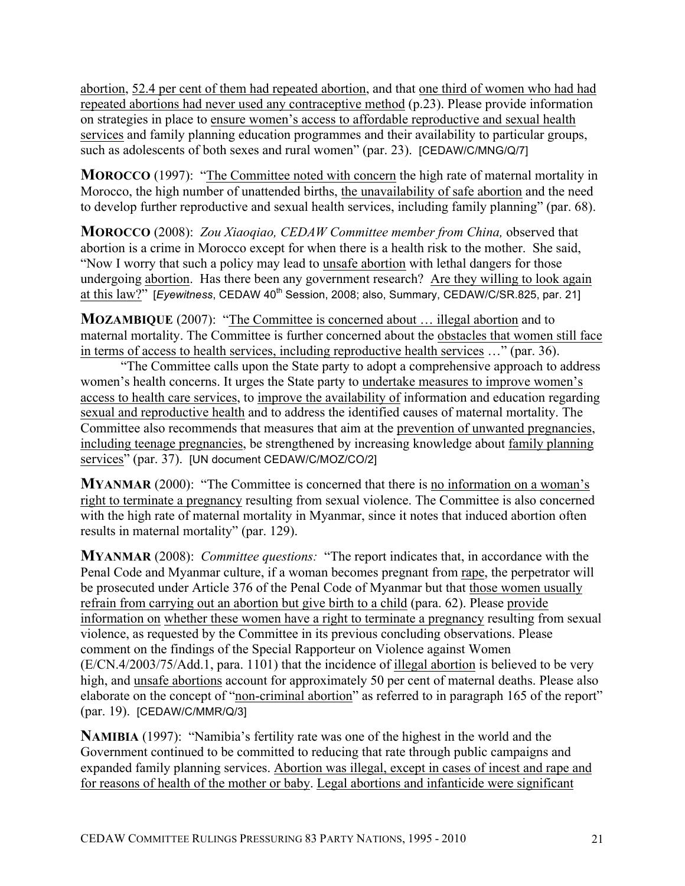abortion, 52.4 per cent of them had repeated abortion, and that one third of women who had had repeated abortions had never used any contraceptive method (p.23). Please provide information on strategies in place to ensure women's access to affordable reproductive and sexual health services and family planning education programmes and their availability to particular groups, such as adolescents of both sexes and rural women" (par. 23). [CEDAW/C/MNG/Q/7]

**MOROCCO** (1997): "The Committee noted with concern the high rate of maternal mortality in Morocco, the high number of unattended births, the unavailability of safe abortion and the need to develop further reproductive and sexual health services, including family planning" (par. 68).

**MOROCCO** (2008): *Zou Xiaoqiao, CEDAW Committee member from China,* observed that abortion is a crime in Morocco except for when there is a health risk to the mother. She said, "Now I worry that such a policy may lead to unsafe abortion with lethal dangers for those undergoing abortion. Has there been any government research? Are they willing to look again at this law?" [*Eyewitness*, CEDAW 40th Session, 2008; also, Summary, CEDAW/C/SR.825, par. 21]

**MOZAMBIQUE** (2007): "The Committee is concerned about … illegal abortion and to maternal mortality. The Committee is further concerned about the obstacles that women still face in terms of access to health services, including reproductive health services …" (par. 36).

"The Committee calls upon the State party to adopt a comprehensive approach to address women's health concerns. It urges the State party to undertake measures to improve women's access to health care services, to improve the availability of information and education regarding sexual and reproductive health and to address the identified causes of maternal mortality. The Committee also recommends that measures that aim at the prevention of unwanted pregnancies, including teenage pregnancies, be strengthened by increasing knowledge about family planning services" (par. 37). [UN document CEDAW/C/MOZ/CO/2]

**MYANMAR** (2000): "The Committee is concerned that there is no information on a woman's right to terminate a pregnancy resulting from sexual violence. The Committee is also concerned with the high rate of maternal mortality in Myanmar, since it notes that induced abortion often results in maternal mortality" (par. 129).

**MYANMAR** (2008): *Committee questions:* "The report indicates that, in accordance with the Penal Code and Myanmar culture, if a woman becomes pregnant from rape, the perpetrator will be prosecuted under Article 376 of the Penal Code of Myanmar but that those women usually refrain from carrying out an abortion but give birth to a child (para. 62). Please provide information on whether these women have a right to terminate a pregnancy resulting from sexual violence, as requested by the Committee in its previous concluding observations. Please comment on the findings of the Special Rapporteur on Violence against Women (E/CN.4/2003/75/Add.1, para. 1101) that the incidence of illegal abortion is believed to be very high, and unsafe abortions account for approximately 50 per cent of maternal deaths. Please also elaborate on the concept of "non-criminal abortion" as referred to in paragraph 165 of the report" (par. 19). [CEDAW/C/MMR/Q/3]

**NAMIBIA** (1997): "Namibia's fertility rate was one of the highest in the world and the Government continued to be committed to reducing that rate through public campaigns and expanded family planning services. Abortion was illegal, except in cases of incest and rape and for reasons of health of the mother or baby. Legal abortions and infanticide were significant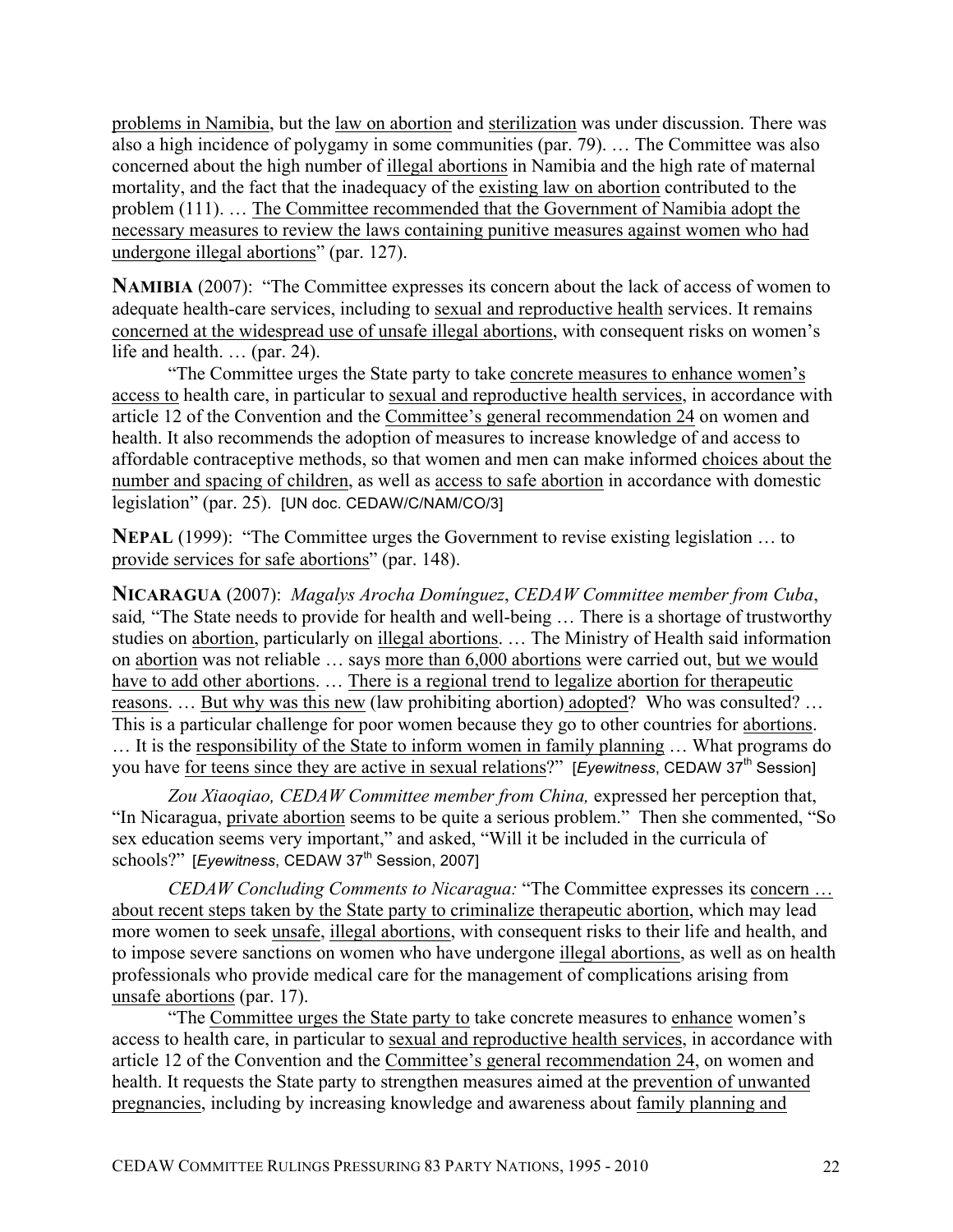problems in Namibia, but the law on abortion and sterilization was under discussion. There was also a high incidence of polygamy in some communities (par. 79). … The Committee was also concerned about the high number of illegal abortions in Namibia and the high rate of maternal mortality, and the fact that the inadequacy of the existing law on abortion contributed to the problem (111). … The Committee recommended that the Government of Namibia adopt the necessary measures to review the laws containing punitive measures against women who had undergone illegal abortions" (par. 127).

**NAMIBIA** (2007): "The Committee expresses its concern about the lack of access of women to adequate health-care services, including to sexual and reproductive health services. It remains concerned at the widespread use of unsafe illegal abortions, with consequent risks on women's life and health. … (par. 24).

"The Committee urges the State party to take concrete measures to enhance women's access to health care, in particular to sexual and reproductive health services, in accordance with article 12 of the Convention and the Committee's general recommendation 24 on women and health. It also recommends the adoption of measures to increase knowledge of and access to affordable contraceptive methods, so that women and men can make informed choices about the number and spacing of children, as well as access to safe abortion in accordance with domestic legislation" (par. 25). [UN doc. CEDAW/C/NAM/CO/3]

**NEPAL** (1999): "The Committee urges the Government to revise existing legislation … to provide services for safe abortions" (par. 148).

**NICARAGUA** (2007): *Magalys Arocha Domínguez*, *CEDAW Committee member from Cuba*, said, "The State needs to provide for health and well-being … There is a shortage of trustworthy studies on abortion, particularly on illegal abortions. … The Ministry of Health said information on abortion was not reliable … says more than 6,000 abortions were carried out, but we would have to add other abortions. … There is a regional trend to legalize abortion for therapeutic reasons. … But why was this new (law prohibiting abortion) adopted? Who was consulted? … This is a particular challenge for poor women because they go to other countries for abortions. … It is the responsibility of the State to inform women in family planning … What programs do you have for teens since they are active in sexual relations?" [*Eyewitness*, CEDAW 37th Session]

*Zou Xiaoqiao, CEDAW Committee member from China,* expressed her perception that, "In Nicaragua, private abortion seems to be quite a serious problem." Then she commented, "So sex education seems very important," and asked, "Will it be included in the curricula of schools?" [*Eyewitness*, CEDAW 37th Session, 2007]

*CEDAW Concluding Comments to Nicaragua:* "The Committee expresses its concern … about recent steps taken by the State party to criminalize therapeutic abortion, which may lead more women to seek unsafe, illegal abortions, with consequent risks to their life and health, and to impose severe sanctions on women who have undergone illegal abortions, as well as on health professionals who provide medical care for the management of complications arising from unsafe abortions (par. 17).

"The Committee urges the State party to take concrete measures to enhance women's access to health care, in particular to sexual and reproductive health services, in accordance with article 12 of the Convention and the Committee's general recommendation 24, on women and health. It requests the State party to strengthen measures aimed at the prevention of unwanted pregnancies, including by increasing knowledge and awareness about family planning and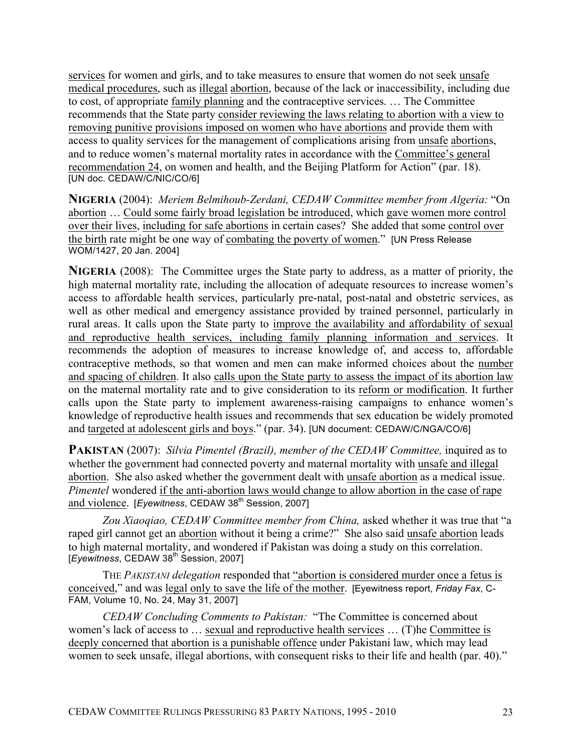services for women and girls, and to take measures to ensure that women do not seek unsafe medical procedures, such as illegal abortion, because of the lack or inaccessibility, including due to cost, of appropriate family planning and the contraceptive services. … The Committee recommends that the State party consider reviewing the laws relating to abortion with a view to removing punitive provisions imposed on women who have abortions and provide them with access to quality services for the management of complications arising from unsafe abortions, and to reduce women's maternal mortality rates in accordance with the Committee's general recommendation 24, on women and health, and the Beijing Platform for Action" (par. 18). [UN doc. CEDAW/C/NIC/CO/6]

**NIGERIA** (2004): *Meriem Belmihoub-Zerdani, CEDAW Committee member from Algeria:* "On abortion … Could some fairly broad legislation be introduced, which gave women more control over their lives, including for safe abortions in certain cases? She added that some control over the birth rate might be one way of combating the poverty of women." [UN Press Release WOM/1427, 20 Jan. 2004]

**NIGERIA** (2008): The Committee urges the State party to address, as a matter of priority, the high maternal mortality rate, including the allocation of adequate resources to increase women's access to affordable health services, particularly pre-natal, post-natal and obstetric services, as well as other medical and emergency assistance provided by trained personnel, particularly in rural areas. It calls upon the State party to improve the availability and affordability of sexual and reproductive health services, including family planning information and services. It recommends the adoption of measures to increase knowledge of, and access to, affordable contraceptive methods, so that women and men can make informed choices about the number and spacing of children. It also calls upon the State party to assess the impact of its abortion law on the maternal mortality rate and to give consideration to its reform or modification. It further calls upon the State party to implement awareness-raising campaigns to enhance women's knowledge of reproductive health issues and recommends that sex education be widely promoted and targeted at adolescent girls and boys." (par. 34). [UN document: CEDAW/C/NGA/CO/6]

**PAKISTAN** (2007): *Silvia Pimentel (Brazil), member of the CEDAW Committee,* inquired as to whether the government had connected poverty and maternal mortality with unsafe and illegal abortion. She also asked whether the government dealt with unsafe abortion as a medical issue. *Pimentel* wondered if the anti-abortion laws would change to allow abortion in the case of rape and violence. [*Eyewitness*, CEDAW 38th Session, 2007]

*Zou Xiaoqiao, CEDAW Committee member from China,* asked whether it was true that "a raped girl cannot get an abortion without it being a crime?" She also said unsafe abortion leads to high maternal mortality, and wondered if Pakistan was doing a study on this correlation. [*Eyewitness*, CEDAW 38th Session, 2007]

THE *PAKISTANI delegation* responded that "abortion is considered murder once a fetus is conceived," and was legal only to save the life of the mother. [Eyewitness report, *Friday Fax*, C-FAM, Volume 10, No. 24, May 31, 2007]

*CEDAW Concluding Comments to Pakistan:* "The Committee is concerned about women's lack of access to … sexual and reproductive health services … (T)he Committee is deeply concerned that abortion is a punishable offence under Pakistani law, which may lead women to seek unsafe, illegal abortions, with consequent risks to their life and health (par. 40)."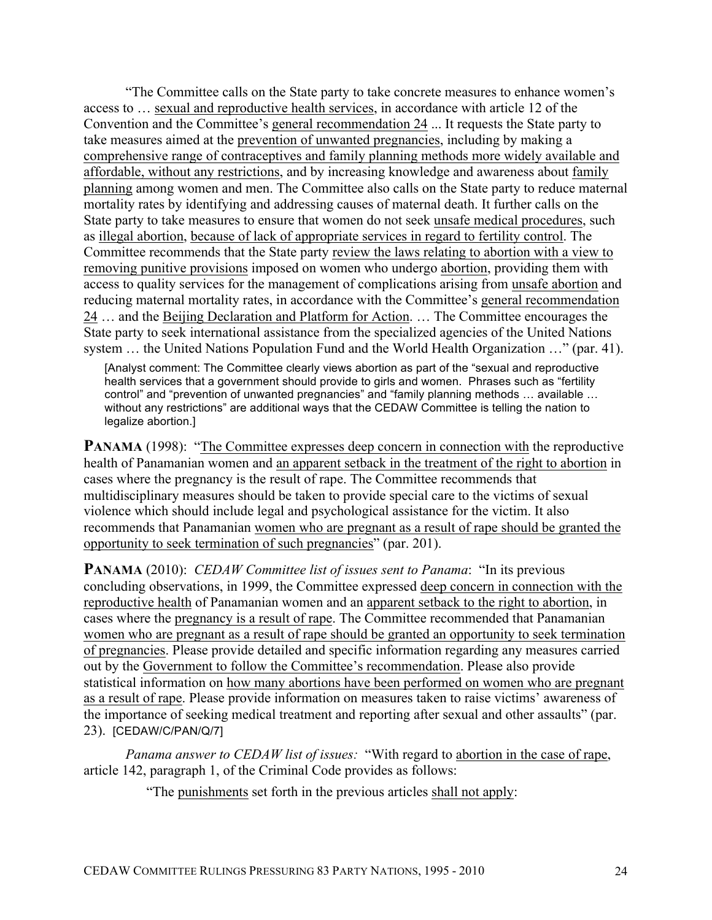"The Committee calls on the State party to take concrete measures to enhance women's access to … sexual and reproductive health services, in accordance with article 12 of the Convention and the Committee's general recommendation 24 ... It requests the State party to take measures aimed at the prevention of unwanted pregnancies, including by making a comprehensive range of contraceptives and family planning methods more widely available and affordable, without any restrictions, and by increasing knowledge and awareness about family planning among women and men. The Committee also calls on the State party to reduce maternal mortality rates by identifying and addressing causes of maternal death. It further calls on the State party to take measures to ensure that women do not seek unsafe medical procedures, such as illegal abortion, because of lack of appropriate services in regard to fertility control. The Committee recommends that the State party review the laws relating to abortion with a view to removing punitive provisions imposed on women who undergo abortion, providing them with access to quality services for the management of complications arising from unsafe abortion and reducing maternal mortality rates, in accordance with the Committee's general recommendation 24 … and the Beijing Declaration and Platform for Action. … The Committee encourages the State party to seek international assistance from the specialized agencies of the United Nations system … the United Nations Population Fund and the World Health Organization …" (par. 41).

> [Analyst comment: The Committee clearly views abortion as part of the "sexual and reproductive health services that a government should provide to girls and women. Phrases such as "fertility control" and "prevention of unwanted pregnancies" and "family planning methods … available … without any restrictions" are additional ways that the CEDAW Committee is telling the nation to legalize abortion.]

**PANAMA** (1998): "The Committee expresses deep concern in connection with the reproductive health of Panamanian women and an apparent setback in the treatment of the right to abortion in cases where the pregnancy is the result of rape. The Committee recommends that multidisciplinary measures should be taken to provide special care to the victims of sexual violence which should include legal and psychological assistance for the victim. It also recommends that Panamanian women who are pregnant as a result of rape should be granted the opportunity to seek termination of such pregnancies" (par. 201).

**PANAMA** (2010): *CEDAW Committee list of issues sent to Panama*: "In its previous concluding observations, in 1999, the Committee expressed deep concern in connection with the reproductive health of Panamanian women and an apparent setback to the right to abortion, in cases where the pregnancy is a result of rape. The Committee recommended that Panamanian women who are pregnant as a result of rape should be granted an opportunity to seek termination of pregnancies. Please provide detailed and specific information regarding any measures carried out by the Government to follow the Committee's recommendation. Please also provide statistical information on how many abortions have been performed on women who are pregnant as a result of rape. Please provide information on measures taken to raise victims' awareness of the importance of seeking medical treatment and reporting after sexual and other assaults" (par. 23). [CEDAW/C/PAN/Q/7]

*Panama answer to CEDAW list of issues:* "With regard to abortion in the case of rape, article 142, paragraph 1, of the Criminal Code provides as follows:

"The punishments set forth in the previous articles shall not apply: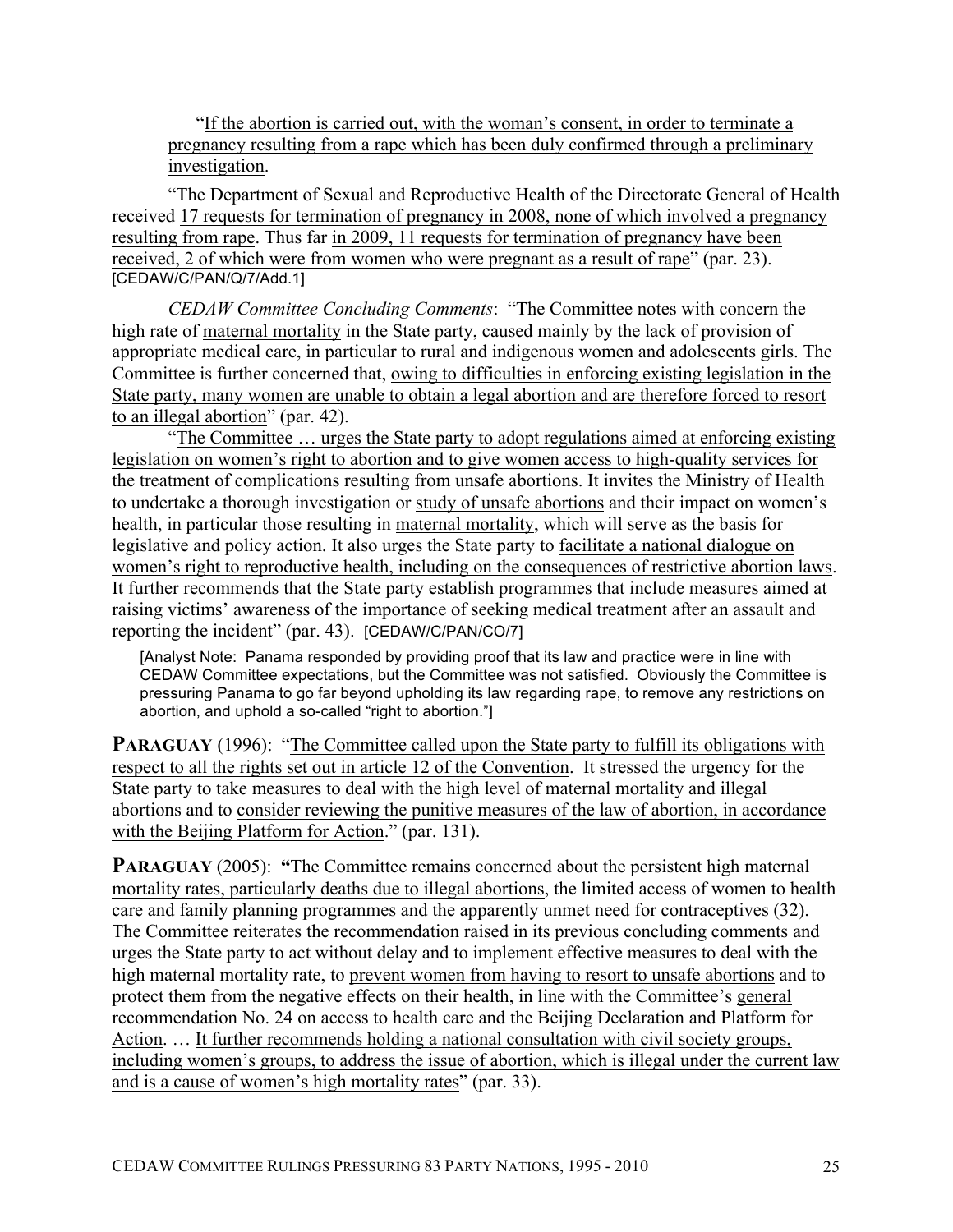"If the abortion is carried out, with the woman's consent, in order to terminate a pregnancy resulting from a rape which has been duly confirmed through a preliminary investigation.

"The Department of Sexual and Reproductive Health of the Directorate General of Health received 17 requests for termination of pregnancy in 2008, none of which involved a pregnancy resulting from rape. Thus far in 2009, 11 requests for termination of pregnancy have been received, 2 of which were from women who were pregnant as a result of rape" (par. 23). [CEDAW/C/PAN/Q/7/Add.1]

*CEDAW Committee Concluding Comments*: "The Committee notes with concern the high rate of maternal mortality in the State party, caused mainly by the lack of provision of appropriate medical care, in particular to rural and indigenous women and adolescents girls. The Committee is further concerned that, owing to difficulties in enforcing existing legislation in the State party, many women are unable to obtain a legal abortion and are therefore forced to resort to an illegal abortion" (par. 42).

"The Committee … urges the State party to adopt regulations aimed at enforcing existing legislation on women's right to abortion and to give women access to high-quality services for the treatment of complications resulting from unsafe abortions. It invites the Ministry of Health to undertake a thorough investigation or study of unsafe abortions and their impact on women's health, in particular those resulting in maternal mortality, which will serve as the basis for legislative and policy action. It also urges the State party to facilitate a national dialogue on women's right to reproductive health, including on the consequences of restrictive abortion laws. It further recommends that the State party establish programmes that include measures aimed at raising victims' awareness of the importance of seeking medical treatment after an assault and reporting the incident" (par. 43). [CEDAW/C/PAN/CO/7]

[Analyst Note: Panama responded by providing proof that its law and practice were in line with CEDAW Committee expectations, but the Committee was not satisfied. Obviously the Committee is pressuring Panama to go far beyond upholding its law regarding rape, to remove any restrictions on abortion, and uphold a so-called "right to abortion."]

**PARAGUAY** (1996): "The Committee called upon the State party to fulfill its obligations with respect to all the rights set out in article 12 of the Convention. It stressed the urgency for the State party to take measures to deal with the high level of maternal mortality and illegal abortions and to consider reviewing the punitive measures of the law of abortion, in accordance with the Beijing Platform for Action." (par. 131).

**PARAGUAY** (2005): **"**The Committee remains concerned about the persistent high maternal mortality rates, particularly deaths due to illegal abortions, the limited access of women to health care and family planning programmes and the apparently unmet need for contraceptives (32). The Committee reiterates the recommendation raised in its previous concluding comments and urges the State party to act without delay and to implement effective measures to deal with the high maternal mortality rate, to prevent women from having to resort to unsafe abortions and to protect them from the negative effects on their health, in line with the Committee's general recommendation No. 24 on access to health care and the Beijing Declaration and Platform for Action. … It further recommends holding a national consultation with civil society groups, including women's groups, to address the issue of abortion, which is illegal under the current law and is a cause of women's high mortality rates" (par. 33).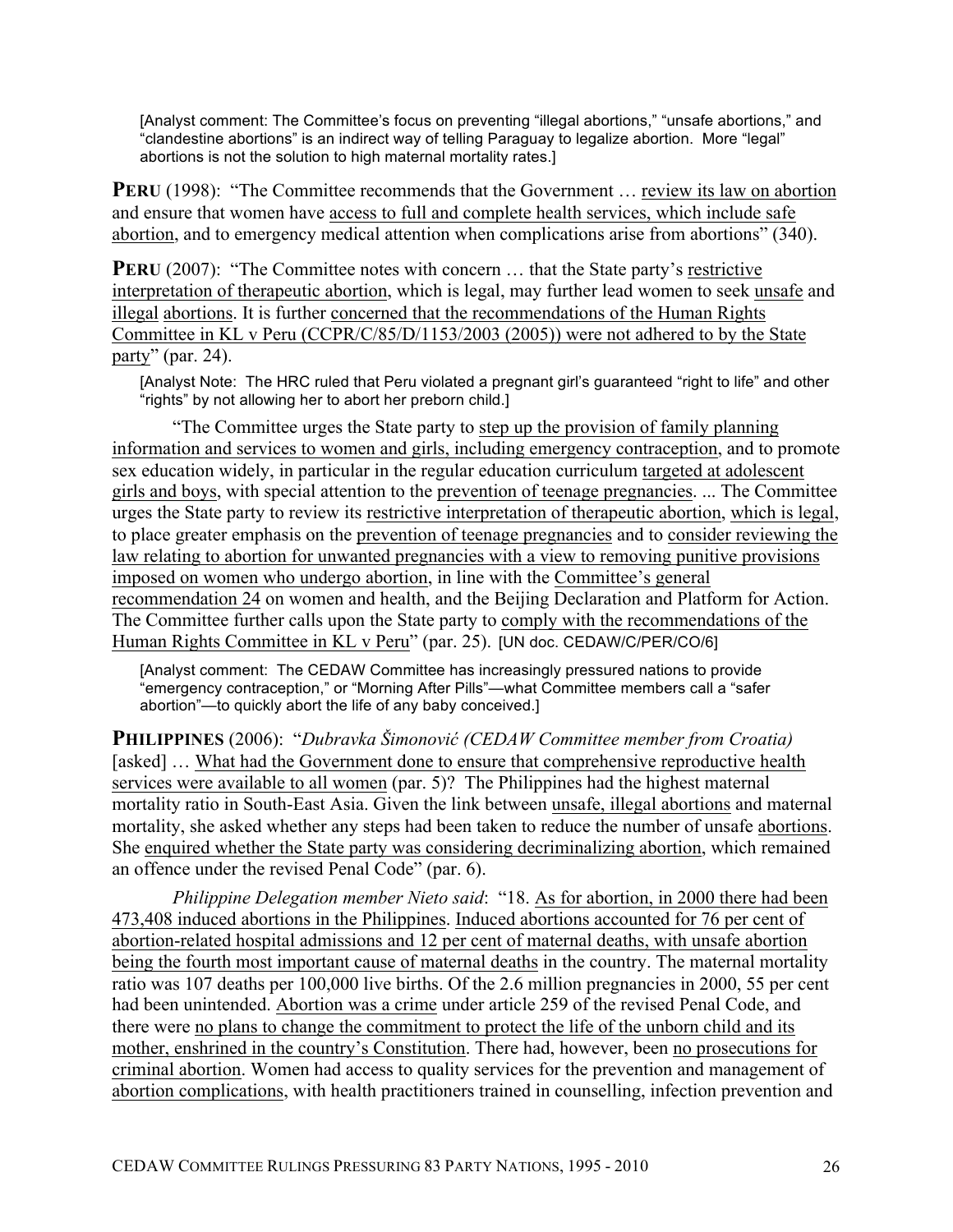[Analyst comment: The Committee's focus on preventing "illegal abortions," "unsafe abortions," and "clandestine abortions" is an indirect way of telling Paraguay to legalize abortion. More "legal" abortions is not the solution to high maternal mortality rates.]

**PERU** (1998): "The Committee recommends that the Government … review its law on abortion and ensure that women have access to full and complete health services, which include safe abortion, and to emergency medical attention when complications arise from abortions" (340).

**PERU** (2007): "The Committee notes with concern … that the State party's restrictive interpretation of therapeutic abortion, which is legal, may further lead women to seek unsafe and illegal abortions. It is further concerned that the recommendations of the Human Rights Committee in KL v Peru (CCPR/C/85/D/1153/2003 (2005)) were not adhered to by the State party" (par. 24).

[Analyst Note: The HRC ruled that Peru violated a pregnant girl's guaranteed "right to life" and other "rights" by not allowing her to abort her preborn child.]

"The Committee urges the State party to step up the provision of family planning information and services to women and girls, including emergency contraception, and to promote sex education widely, in particular in the regular education curriculum targeted at adolescent girls and boys, with special attention to the prevention of teenage pregnancies. ... The Committee urges the State party to review its restrictive interpretation of therapeutic abortion, which is legal, to place greater emphasis on the prevention of teenage pregnancies and to consider reviewing the law relating to abortion for unwanted pregnancies with a view to removing punitive provisions imposed on women who undergo abortion, in line with the Committee's general recommendation 24 on women and health, and the Beijing Declaration and Platform for Action. The Committee further calls upon the State party to comply with the recommendations of the Human Rights Committee in KL v Peru" (par. 25). [UN doc. CEDAW/C/PER/CO/6]

[Analyst comment: The CEDAW Committee has increasingly pressured nations to provide "emergency contraception," or "Morning After Pills"—what Committee members call a "safer abortion"—to quickly abort the life of any baby conceived.]

**PHILIPPINES** (2006): "*Dubravka Šimonović (CEDAW Committee member from Croatia)* [asked] … What had the Government done to ensure that comprehensive reproductive health services were available to all women (par. 5)? The Philippines had the highest maternal mortality ratio in South-East Asia. Given the link between unsafe, illegal abortions and maternal mortality, she asked whether any steps had been taken to reduce the number of unsafe abortions. She enquired whether the State party was considering decriminalizing abortion, which remained an offence under the revised Penal Code" (par. 6).

*Philippine Delegation member Nieto said*: "18. As for abortion, in 2000 there had been 473,408 induced abortions in the Philippines. Induced abortions accounted for 76 per cent of abortion-related hospital admissions and 12 per cent of maternal deaths, with unsafe abortion being the fourth most important cause of maternal deaths in the country. The maternal mortality ratio was 107 deaths per 100,000 live births. Of the 2.6 million pregnancies in 2000, 55 per cent had been unintended. Abortion was a crime under article 259 of the revised Penal Code, and there were no plans to change the commitment to protect the life of the unborn child and its mother, enshrined in the country's Constitution. There had, however, been no prosecutions for criminal abortion. Women had access to quality services for the prevention and management of abortion complications, with health practitioners trained in counselling, infection prevention and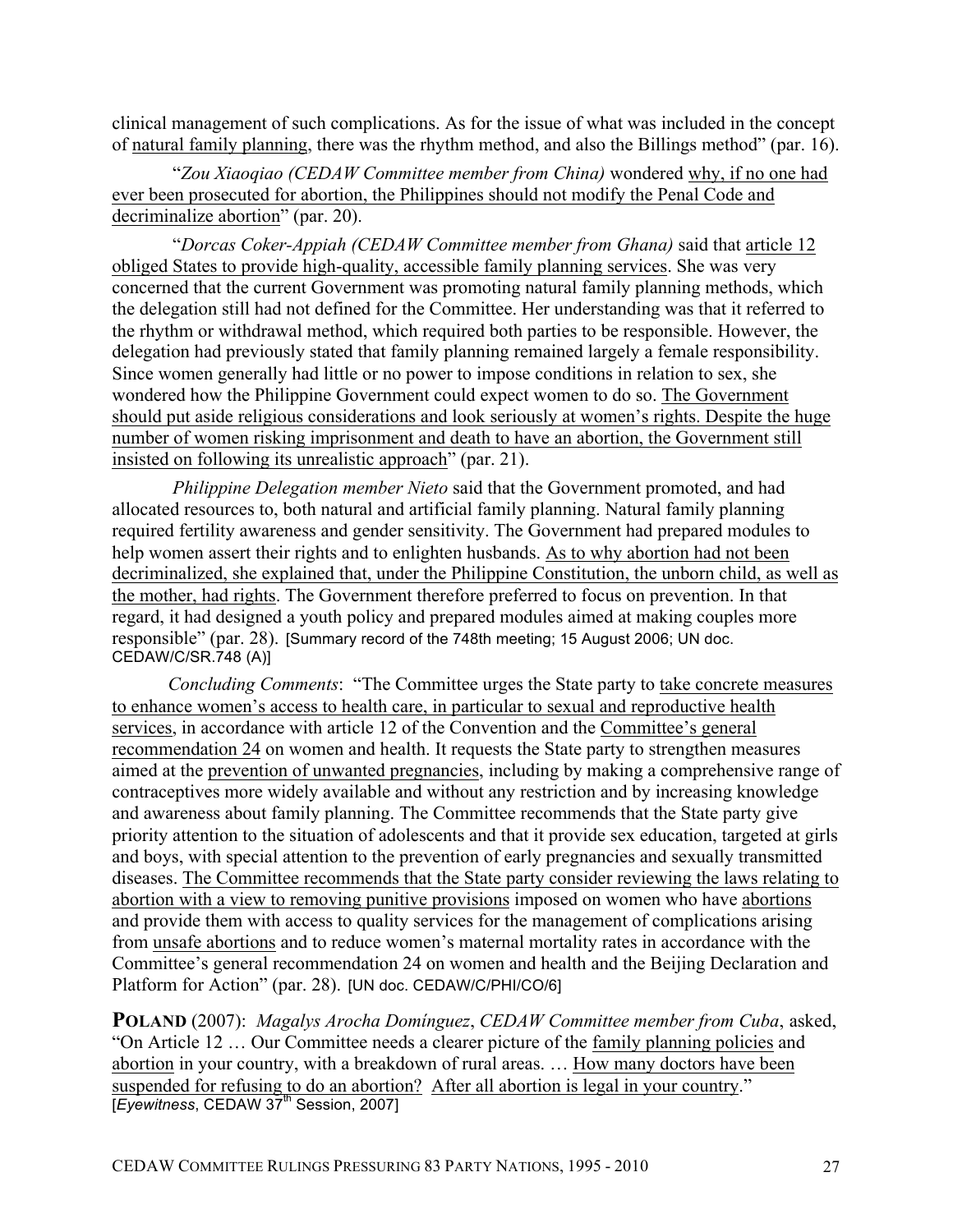clinical management of such complications. As for the issue of what was included in the concept of natural family planning, there was the rhythm method, and also the Billings method" (par. 16).

"*Zou Xiaoqiao (CEDAW Committee member from China)* wondered why, if no one had ever been prosecuted for abortion, the Philippines should not modify the Penal Code and decriminalize abortion" (par. 20).

"*Dorcas Coker-Appiah (CEDAW Committee member from Ghana)* said that article 12 obliged States to provide high-quality, accessible family planning services. She was very concerned that the current Government was promoting natural family planning methods, which the delegation still had not defined for the Committee. Her understanding was that it referred to the rhythm or withdrawal method, which required both parties to be responsible. However, the delegation had previously stated that family planning remained largely a female responsibility. Since women generally had little or no power to impose conditions in relation to sex, she wondered how the Philippine Government could expect women to do so. The Government should put aside religious considerations and look seriously at women's rights. Despite the huge number of women risking imprisonment and death to have an abortion, the Government still insisted on following its unrealistic approach" (par. 21).

*Philippine Delegation member Nieto* said that the Government promoted, and had allocated resources to, both natural and artificial family planning. Natural family planning required fertility awareness and gender sensitivity. The Government had prepared modules to help women assert their rights and to enlighten husbands. As to why abortion had not been decriminalized, she explained that, under the Philippine Constitution, the unborn child, as well as the mother, had rights. The Government therefore preferred to focus on prevention. In that regard, it had designed a youth policy and prepared modules aimed at making couples more responsible" (par. 28). [Summary record of the 748th meeting; 15 August 2006; UN doc. CEDAW/C/SR.748 (A)]

*Concluding Comments*: "The Committee urges the State party to take concrete measures to enhance women's access to health care, in particular to sexual and reproductive health services, in accordance with article 12 of the Convention and the Committee's general recommendation 24 on women and health. It requests the State party to strengthen measures aimed at the prevention of unwanted pregnancies, including by making a comprehensive range of contraceptives more widely available and without any restriction and by increasing knowledge and awareness about family planning. The Committee recommends that the State party give priority attention to the situation of adolescents and that it provide sex education, targeted at girls and boys, with special attention to the prevention of early pregnancies and sexually transmitted diseases. The Committee recommends that the State party consider reviewing the laws relating to abortion with a view to removing punitive provisions imposed on women who have abortions and provide them with access to quality services for the management of complications arising from unsafe abortions and to reduce women's maternal mortality rates in accordance with the Committee's general recommendation 24 on women and health and the Beijing Declaration and Platform for Action" (par. 28). [UN doc. CEDAW/C/PHI/CO/6]

**POLAND** (2007): *Magalys Arocha Domínguez*, *CEDAW Committee member from Cuba*, asked, "On Article 12 … Our Committee needs a clearer picture of the family planning policies and abortion in your country, with a breakdown of rural areas. … How many doctors have been suspended for refusing to do an abortion? After all abortion is legal in your country." [*Eyewitness*, CEDAW 37th Session, 2007]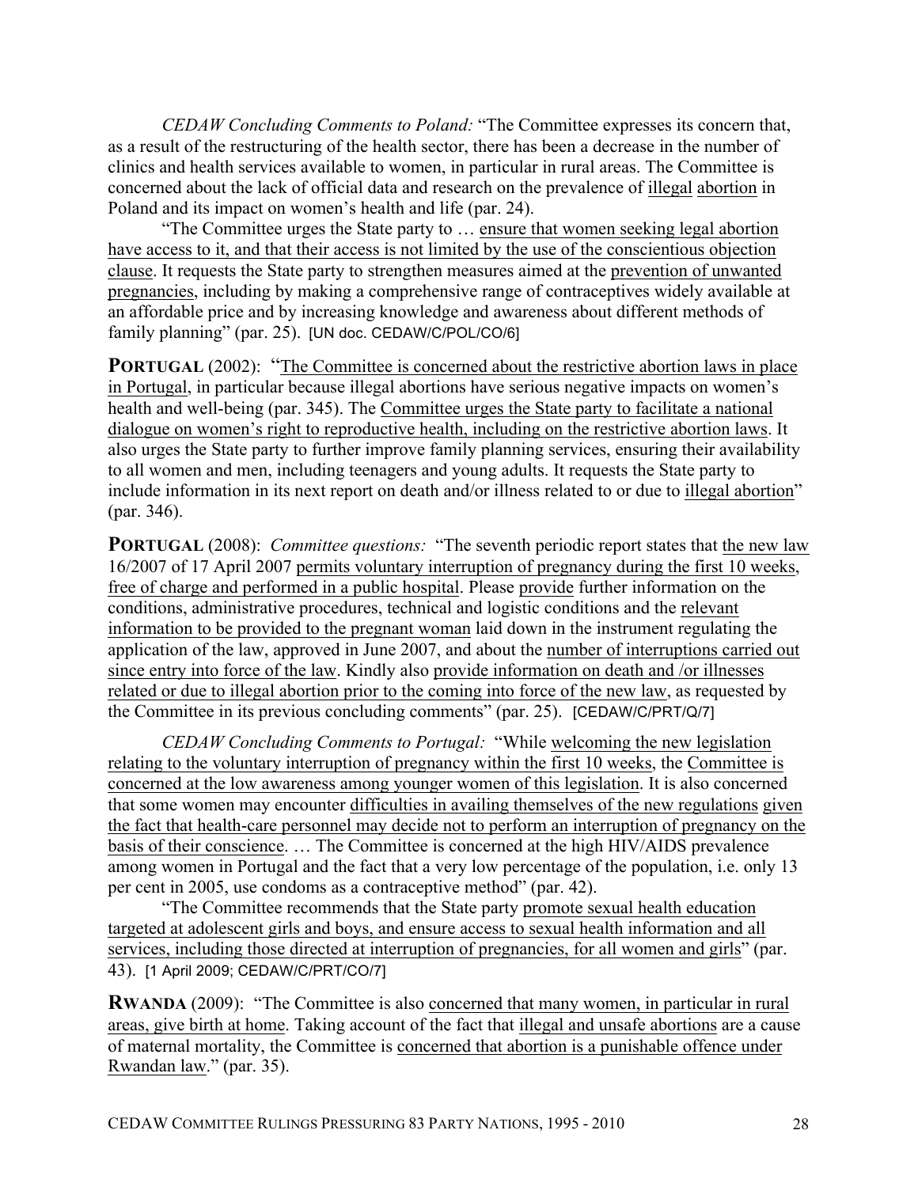*CEDAW Concluding Comments to Poland:* "The Committee expresses its concern that, as a result of the restructuring of the health sector, there has been a decrease in the number of clinics and health services available to women, in particular in rural areas. The Committee is concerned about the lack of official data and research on the prevalence of illegal abortion in Poland and its impact on women's health and life (par. 24).

"The Committee urges the State party to … ensure that women seeking legal abortion have access to it, and that their access is not limited by the use of the conscientious objection clause. It requests the State party to strengthen measures aimed at the prevention of unwanted pregnancies, including by making a comprehensive range of contraceptives widely available at an affordable price and by increasing knowledge and awareness about different methods of family planning" (par. 25). [UN doc. CEDAW/C/POL/CO/6]

**PORTUGAL** (2002): "The Committee is concerned about the restrictive abortion laws in place in Portugal, in particular because illegal abortions have serious negative impacts on women's health and well-being (par. 345). The Committee urges the State party to facilitate a national dialogue on women's right to reproductive health, including on the restrictive abortion laws. It also urges the State party to further improve family planning services, ensuring their availability to all women and men, including teenagers and young adults. It requests the State party to include information in its next report on death and/or illness related to or due to illegal abortion" (par. 346).

**PORTUGAL** (2008): *Committee questions:* "The seventh periodic report states that the new law 16/2007 of 17 April 2007 permits voluntary interruption of pregnancy during the first 10 weeks, free of charge and performed in a public hospital. Please provide further information on the conditions, administrative procedures, technical and logistic conditions and the relevant information to be provided to the pregnant woman laid down in the instrument regulating the application of the law, approved in June 2007, and about the number of interruptions carried out since entry into force of the law. Kindly also provide information on death and /or illnesses related or due to illegal abortion prior to the coming into force of the new law, as requested by the Committee in its previous concluding comments" (par. 25). [CEDAW/C/PRT/Q/7]

*CEDAW Concluding Comments to Portugal:* "While welcoming the new legislation relating to the voluntary interruption of pregnancy within the first 10 weeks, the Committee is concerned at the low awareness among younger women of this legislation. It is also concerned that some women may encounter difficulties in availing themselves of the new regulations given the fact that health-care personnel may decide not to perform an interruption of pregnancy on the basis of their conscience. … The Committee is concerned at the high HIV/AIDS prevalence among women in Portugal and the fact that a very low percentage of the population, i.e. only 13 per cent in 2005, use condoms as a contraceptive method" (par. 42).

"The Committee recommends that the State party promote sexual health education targeted at adolescent girls and boys, and ensure access to sexual health information and all services, including those directed at interruption of pregnancies, for all women and girls" (par. 43). [1 April 2009; CEDAW/C/PRT/CO/7]

**RWANDA** (2009): "The Committee is also concerned that many women, in particular in rural areas, give birth at home. Taking account of the fact that illegal and unsafe abortions are a cause of maternal mortality, the Committee is concerned that abortion is a punishable offence under Rwandan law." (par. 35).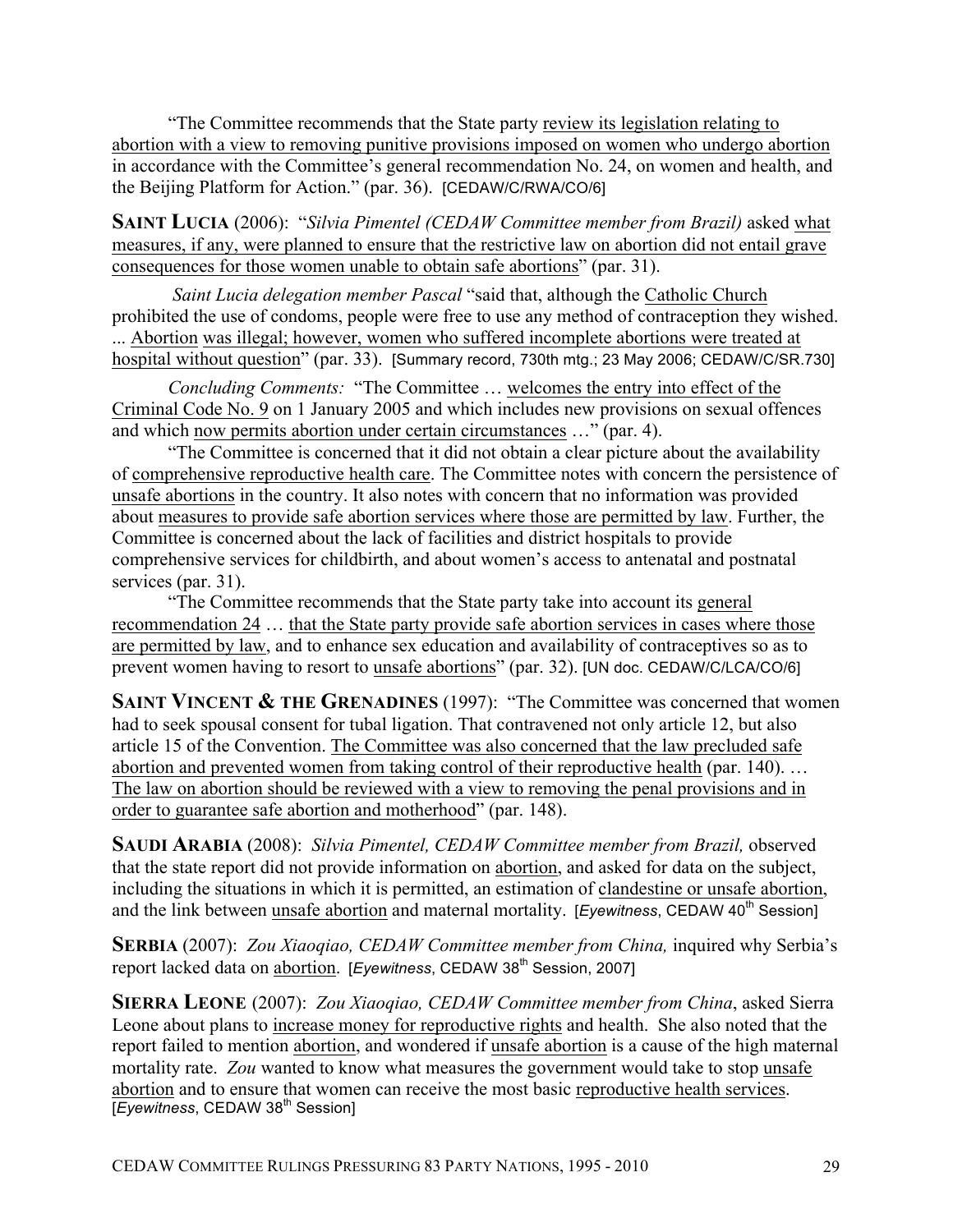"The Committee recommends that the State party review its legislation relating to abortion with a view to removing punitive provisions imposed on women who undergo abortion in accordance with the Committee's general recommendation No. 24, on women and health, and the Beijing Platform for Action." (par. 36). [CEDAW/C/RWA/CO/6]

**SAINT LUCIA** (2006): "*Silvia Pimentel (CEDAW Committee member from Brazil)* asked what measures, if any, were planned to ensure that the restrictive law on abortion did not entail grave consequences for those women unable to obtain safe abortions" (par. 31).

*Saint Lucia delegation member Pascal* "said that, although the Catholic Church prohibited the use of condoms, people were free to use any method of contraception they wished. ... Abortion was illegal; however, women who suffered incomplete abortions were treated at hospital without question" (par. 33). [Summary record, 730th mtg.; 23 May 2006; CEDAW/C/SR.730]

*Concluding Comments:* "The Committee … welcomes the entry into effect of the Criminal Code No. 9 on 1 January 2005 and which includes new provisions on sexual offences and which now permits abortion under certain circumstances …" (par. 4).

"The Committee is concerned that it did not obtain a clear picture about the availability of comprehensive reproductive health care. The Committee notes with concern the persistence of unsafe abortions in the country. It also notes with concern that no information was provided about measures to provide safe abortion services where those are permitted by law. Further, the Committee is concerned about the lack of facilities and district hospitals to provide comprehensive services for childbirth, and about women's access to antenatal and postnatal services (par. 31).

"The Committee recommends that the State party take into account its general recommendation 24 … that the State party provide safe abortion services in cases where those are permitted by law, and to enhance sex education and availability of contraceptives so as to prevent women having to resort to unsafe abortions" (par. 32). [UN doc. CEDAW/C/LCA/CO/6]

**SAINT VINCENT & THE GRENADINES** (1997): "The Committee was concerned that women had to seek spousal consent for tubal ligation. That contravened not only article 12, but also article 15 of the Convention. The Committee was also concerned that the law precluded safe abortion and prevented women from taking control of their reproductive health (par. 140). … The law on abortion should be reviewed with a view to removing the penal provisions and in order to guarantee safe abortion and motherhood" (par. 148).

**SAUDI ARABIA** (2008): *Silvia Pimentel, CEDAW Committee member from Brazil,* observed that the state report did not provide information on abortion, and asked for data on the subject, including the situations in which it is permitted, an estimation of clandestine or unsafe abortion, and the link between unsafe abortion and maternal mortality. [*Eyewitness*, CEDAW 40th Session]

**SERBIA** (2007): *Zou Xiaoqiao, CEDAW Committee member from China,* inquired why Serbia's report lacked data on abortion. [*Eyewitness*, CEDAW 38th Session, 2007]

**SIERRA LEONE** (2007): *Zou Xiaoqiao, CEDAW Committee member from China*, asked Sierra Leone about plans to increase money for reproductive rights and health. She also noted that the report failed to mention abortion, and wondered if unsafe abortion is a cause of the high maternal mortality rate. *Zou* wanted to know what measures the government would take to stop unsafe abortion and to ensure that women can receive the most basic reproductive health services. [*Eyewitness*, CEDAW 38th Session]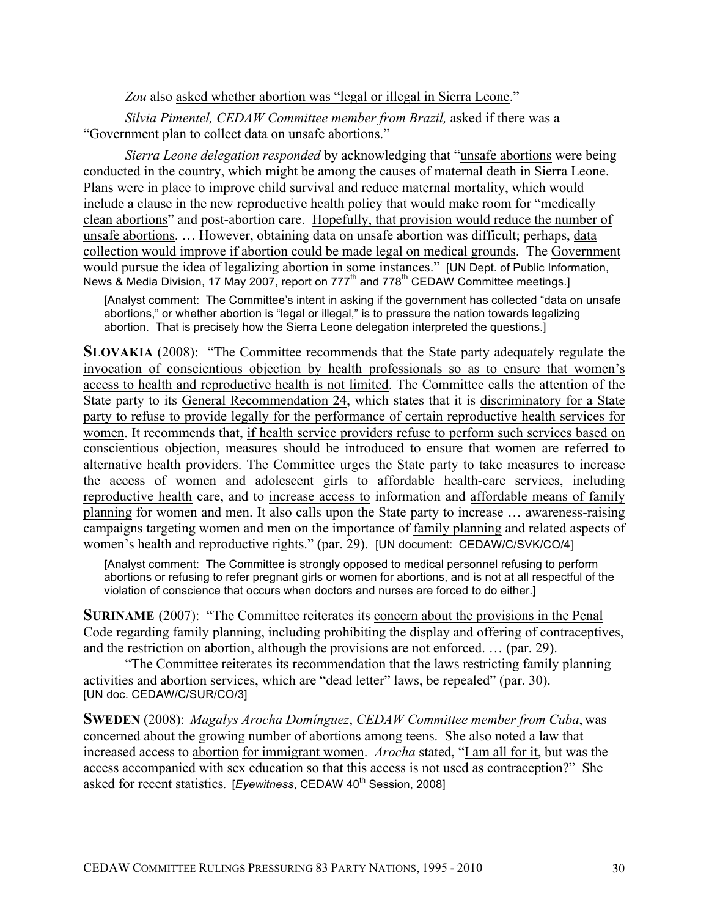*Zou* also asked whether abortion was "legal or illegal in Sierra Leone."

*Silvia Pimentel, CEDAW Committee member from Brazil,* asked if there was a "Government plan to collect data on unsafe abortions."

*Sierra Leone delegation responded* by acknowledging that "unsafe abortions were being conducted in the country, which might be among the causes of maternal death in Sierra Leone. Plans were in place to improve child survival and reduce maternal mortality, which would include a clause in the new reproductive health policy that would make room for "medically clean abortions" and post-abortion care. Hopefully, that provision would reduce the number of unsafe abortions. … However, obtaining data on unsafe abortion was difficult; perhaps, data collection would improve if abortion could be made legal on medical grounds. The Government would pursue the idea of legalizing abortion in some instances." [UN Dept. of Public Information, News & Media Division, 17 May 2007, report on 777th and 778th CEDAW Committee meetings.]

> [Analyst comment: The Committee's intent in asking if the government has collected "data on unsafe abortions," or whether abortion is "legal or illegal," is to pressure the nation towards legalizing abortion. That is precisely how the Sierra Leone delegation interpreted the questions.]

**SLOVAKIA** (2008): "The Committee recommends that the State party adequately regulate the invocation of conscientious objection by health professionals so as to ensure that women's access to health and reproductive health is not limited. The Committee calls the attention of the State party to its General Recommendation 24, which states that it is discriminatory for a State party to refuse to provide legally for the performance of certain reproductive health services for women. It recommends that, if health service providers refuse to perform such services based on conscientious objection, measures should be introduced to ensure that women are referred to alternative health providers. The Committee urges the State party to take measures to increase the access of women and adolescent girls to affordable health-care services, including reproductive health care, and to increase access to information and affordable means of family planning for women and men. It also calls upon the State party to increase … awareness-raising campaigns targeting women and men on the importance of family planning and related aspects of women's health and reproductive rights." (par. 29). [UN document: CEDAW/C/SVK/CO/4]

> [Analyst comment: The Committee is strongly opposed to medical personnel refusing to perform abortions or refusing to refer pregnant girls or women for abortions, and is not at all respectful of the violation of conscience that occurs when doctors and nurses are forced to do either.]

**SURINAME** (2007): "The Committee reiterates its concern about the provisions in the Penal Code regarding family planning, including prohibiting the display and offering of contraceptives, and the restriction on abortion, although the provisions are not enforced. … (par. 29).

"The Committee reiterates its recommendation that the laws restricting family planning activities and abortion services, which are "dead letter" laws, be repealed" (par. 30). [UN doc. CEDAW/C/SUR/CO/3]

**SWEDEN** (2008): *Magalys Arocha Domínguez*, *CEDAW Committee member from Cuba*, was concerned about the growing number of abortions among teens. She also noted a law that increased access to abortion for immigrant women. *Arocha* stated, "I am all for it, but was the access accompanied with sex education so that this access is not used as contraception?" She asked for recent statistics. [*Eyewitness*, CEDAW 40th Session, 2008]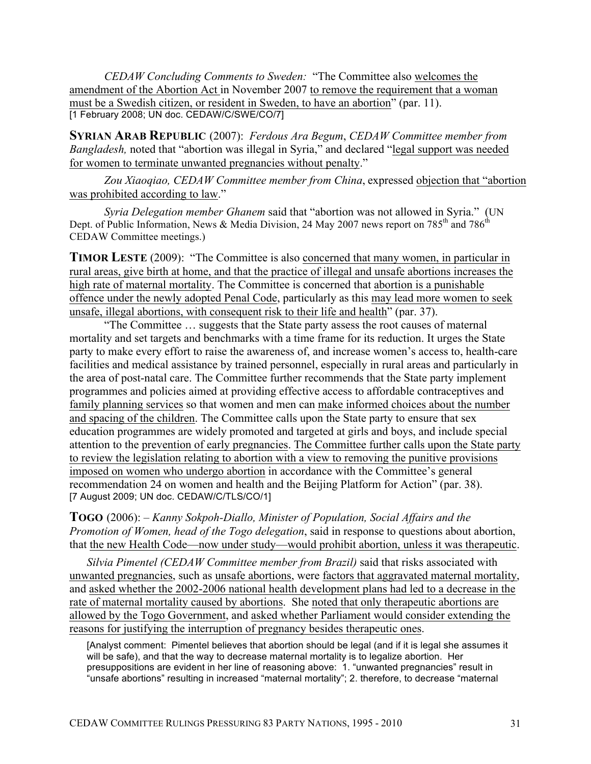*CEDAW Concluding Comments to Sweden:* "The Committee also welcomes the amendment of the Abortion Act in November 2007 to remove the requirement that a woman must be a Swedish citizen, or resident in Sweden, to have an abortion" (par. 11).
[1 February 2008; UN doc. CEDAW/C/SWE/CO/7]

**SYRIAN ARAB REPUBLIC** (2007): *Ferdous Ara Begum*, *CEDAW Committee member from Bangladesh,* noted that "abortion was illegal in Syria," and declared "legal support was needed for women to terminate unwanted pregnancies without penalty."

*Zou Xiaoqiao, CEDAW Committee member from China*, expressed objection that "abortion was prohibited according to law."

*Syria Delegation member Ghanem* said that "abortion was not allowed in Syria." (UN Dept. of Public Information, News & Media Division, 24 May 2007 news report on 785th and 786th CEDAW Committee meetings.)

**TIMOR LESTE** (2009): "The Committee is also concerned that many women, in particular in rural areas, give birth at home, and that the practice of illegal and unsafe abortions increases the high rate of maternal mortality. The Committee is concerned that abortion is a punishable offence under the newly adopted Penal Code, particularly as this may lead more women to seek unsafe, illegal abortions, with consequent risk to their life and health" (par. 37).

"The Committee … suggests that the State party assess the root causes of maternal mortality and set targets and benchmarks with a time frame for its reduction. It urges the State party to make every effort to raise the awareness of, and increase women's access to, health-care facilities and medical assistance by trained personnel, especially in rural areas and particularly in the area of post-natal care. The Committee further recommends that the State party implement programmes and policies aimed at providing effective access to affordable contraceptives and family planning services so that women and men can make informed choices about the number and spacing of the children. The Committee calls upon the State party to ensure that sex education programmes are widely promoted and targeted at girls and boys, and include special attention to the prevention of early pregnancies. The Committee further calls upon the State party to review the legislation relating to abortion with a view to removing the punitive provisions imposed on women who undergo abortion in accordance with the Committee's general recommendation 24 on women and health and the Beijing Platform for Action" (par. 38).
[7 August 2009; UN doc. CEDAW/C/TLS/CO/1]

**TOGO** (2006): – *Kanny Sokpoh-Diallo, Minister of Population, Social Affairs and the Promotion of Women, head of the Togo delegation*, said in response to questions about abortion, that the new Health Code—now under study—would prohibit abortion, unless it was therapeutic.

*Silvia Pimentel (CEDAW Committee member from Brazil)* said that risks associated with unwanted pregnancies, such as unsafe abortions, were factors that aggravated maternal mortality, and asked whether the 2002-2006 national health development plans had led to a decrease in the rate of maternal mortality caused by abortions. She noted that only therapeutic abortions are allowed by the Togo Government, and asked whether Parliament would consider extending the reasons for justifying the interruption of pregnancy besides therapeutic ones.

[Analyst comment: Pimentel believes that abortion should be legal (and if it is legal she assumes it will be safe), and that the way to decrease maternal mortality is to legalize abortion. Her presuppositions are evident in her line of reasoning above: 1. "unwanted pregnancies" result in "unsafe abortions" resulting in increased "maternal mortality"; 2. therefore, to decrease "maternal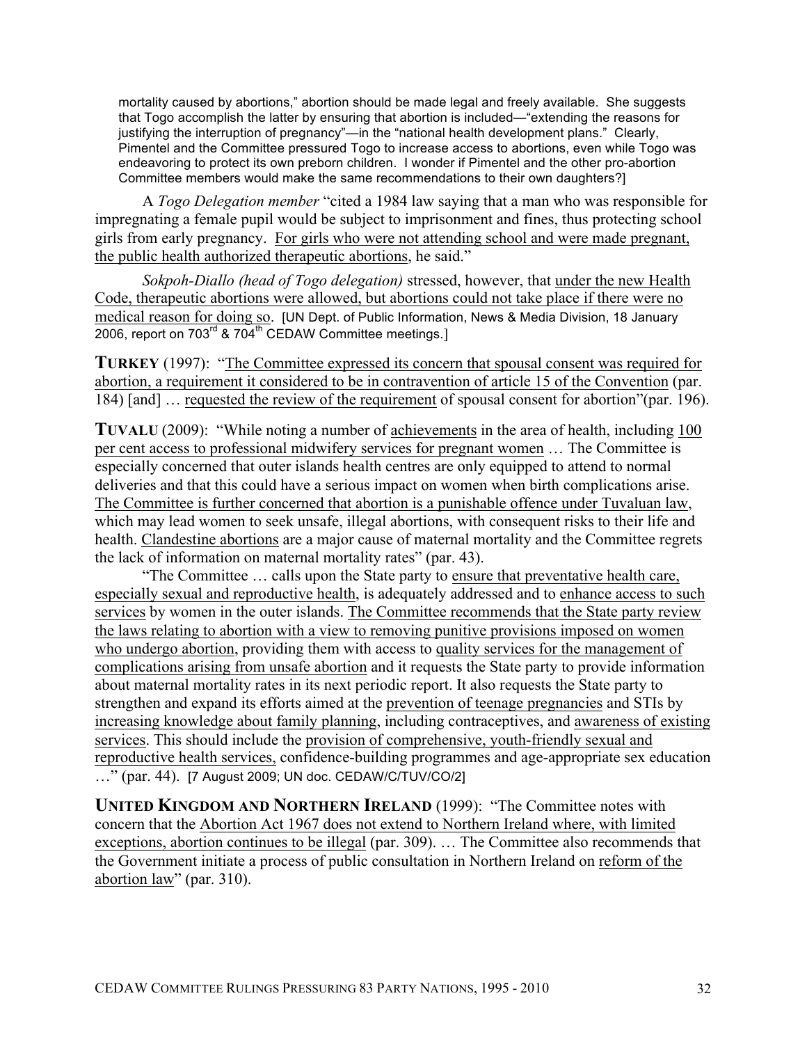mortality caused by abortions," abortion should be made legal and freely available. She suggests that Togo accomplish the latter by ensuring that abortion is included—"extending the reasons for justifying the interruption of pregnancy"—in the "national health development plans." Clearly, Pimentel and the Committee pressured Togo to increase access to abortions, even while Togo was endeavoring to protect its own preborn children. I wonder if Pimentel and the other pro-abortion Committee members would make the same recommendations to their own daughters?]

A *Togo Delegation member* "cited a 1984 law saying that a man who was responsible for impregnating a female pupil would be subject to imprisonment and fines, thus protecting school girls from early pregnancy. <u>For girls who were not attending school and were made pregnant, the public health authorized therapeutic abortions</u>, he said."

*Sokpoh-Diallo (head of Togo delegation)* stressed, however, that <u>under the new Health Code, therapeutic abortions were allowed, but abortions could not take place if there were no medical reason for doing so</u>. [UN Dept. of Public Information, News & Media Division, 18 January 2006, report on 703rd & 704th CEDAW Committee meetings.]

**TURKEY** (1997): "<u>The Committee expressed its concern that spousal consent was required for abortion, a requirement it considered to be in contravention of article 15 of the Convention</u> (par. 184) [and] … <u>requested the review of the requirement</u> of spousal consent for abortion"(par. 196).

**TUVALU** (2009): "While noting a number of <u>achievements</u> in the area of health, including <u>100 per cent access to professional midwifery services for pregnant women</u> … The Committee is especially concerned that outer islands health centres are only equipped to attend to normal deliveries and that this could have a serious impact on women when birth complications arise. <u>The Committee is further concerned that abortion is a punishable offence under Tuvaluan law</u>, which may lead women to seek unsafe, illegal abortions, with consequent risks to their life and health. <u>Clandestine abortions</u> are a major cause of maternal mortality and the Committee regrets the lack of information on maternal mortality rates" (par. 43).

"The Committee … calls upon the State party to <u>ensure that preventative health care, especially sexual and reproductive health</u>, is adequately addressed and to <u>enhance access to such services</u> by women in the outer islands. <u>The Committee recommends that the State party review the laws relating to abortion with a view to removing punitive provisions imposed on women who undergo abortion</u>, providing them with access to <u>quality services for the management of complications arising from unsafe abortion</u> and it requests the State party to provide information about maternal mortality rates in its next periodic report. It also requests the State party to strengthen and expand its efforts aimed at the <u>prevention of teenage pregnancies</u> and STIs by <u>increasing knowledge about family planning</u>, including contraceptives, and <u>awareness of existing services</u>. This should include the <u>provision of comprehensive, youth-friendly sexual and reproductive health services,</u> confidence-building programmes and age-appropriate sex education …" (par. 44). [7 August 2009; UN doc. CEDAW/C/TUV/CO/2]

**UNITED KINGDOM AND NORTHERN IRELAND** (1999): "The Committee notes with concern that the <u>Abortion Act 1967 does not extend to Northern Ireland where, with limited exceptions, abortion continues to be illegal</u> (par. 309). … The Committee also recommends that the Government initiate a process of public consultation in Northern Ireland on <u>reform of the abortion law</u>" (par. 310).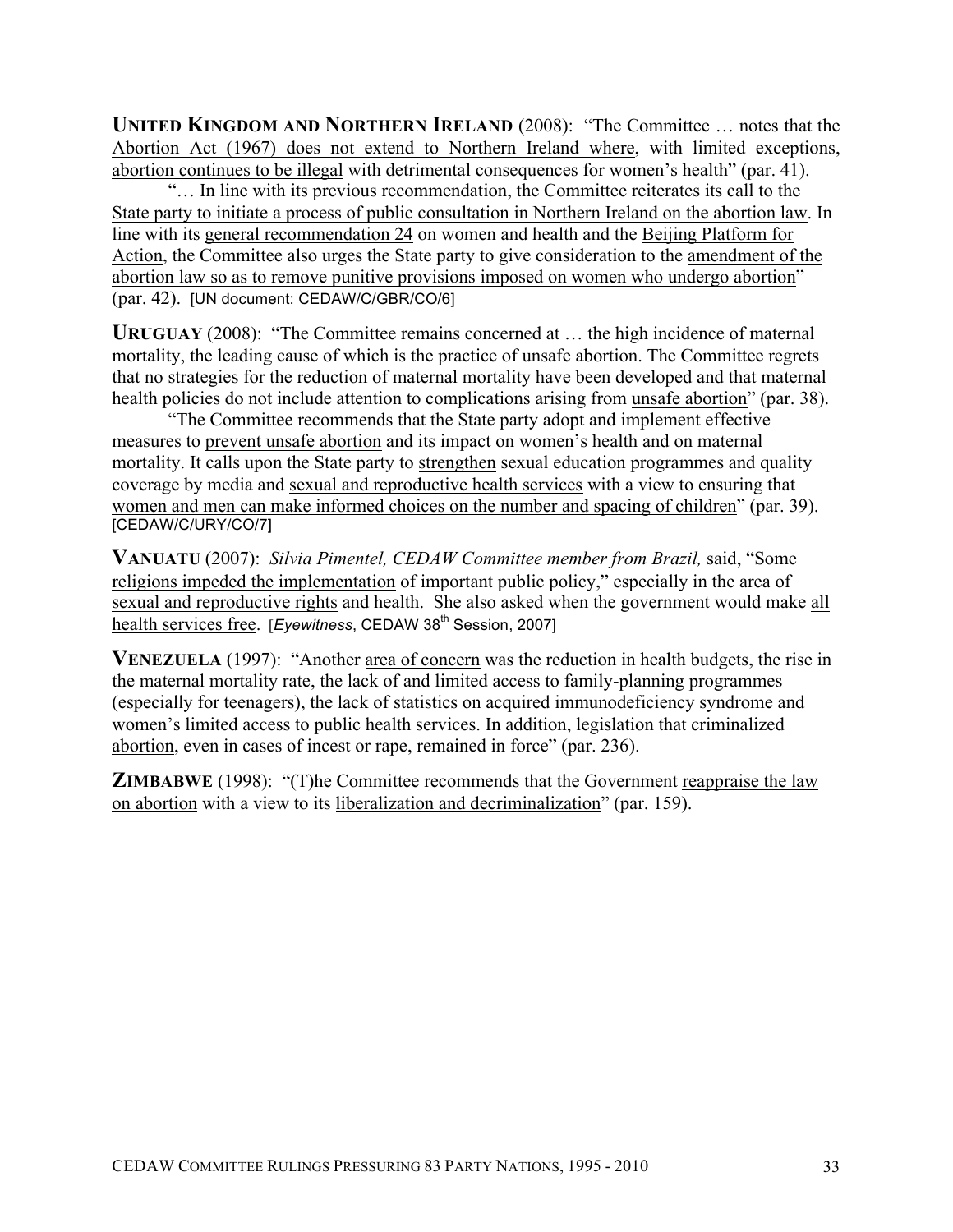**UNITED KINGDOM AND NORTHERN IRELAND** (2008): "The Committee … notes that the Abortion Act (1967) does not extend to Northern Ireland where, with limited exceptions, abortion continues to be illegal with detrimental consequences for women's health" (par. 41).

"… In line with its previous recommendation, the Committee reiterates its call to the State party to initiate a process of public consultation in Northern Ireland on the abortion law. In line with its general recommendation 24 on women and health and the Beijing Platform for Action, the Committee also urges the State party to give consideration to the amendment of the abortion law so as to remove punitive provisions imposed on women who undergo abortion" (par. 42). [UN document: CEDAW/C/GBR/CO/6]

**URUGUAY** (2008): "The Committee remains concerned at … the high incidence of maternal mortality, the leading cause of which is the practice of unsafe abortion. The Committee regrets that no strategies for the reduction of maternal mortality have been developed and that maternal health policies do not include attention to complications arising from unsafe abortion" (par. 38).

"The Committee recommends that the State party adopt and implement effective measures to prevent unsafe abortion and its impact on women's health and on maternal mortality. It calls upon the State party to strengthen sexual education programmes and quality coverage by media and sexual and reproductive health services with a view to ensuring that women and men can make informed choices on the number and spacing of children" (par. 39). [CEDAW/C/URY/CO/7]

**VANUATU** (2007): *Silvia Pimentel, CEDAW Committee member from Brazil,* said, "Some religions impeded the implementation of important public policy," especially in the area of sexual and reproductive rights and health. She also asked when the government would make all health services free. [*Eyewitness*, CEDAW 38th Session, 2007]

**VENEZUELA** (1997): "Another area of concern was the reduction in health budgets, the rise in the maternal mortality rate, the lack of and limited access to family-planning programmes (especially for teenagers), the lack of statistics on acquired immunodeficiency syndrome and women's limited access to public health services. In addition, legislation that criminalized abortion, even in cases of incest or rape, remained in force" (par. 236).

**ZIMBABWE** (1998): "(T)he Committee recommends that the Government reappraise the law on abortion with a view to its liberalization and decriminalization" (par. 159).